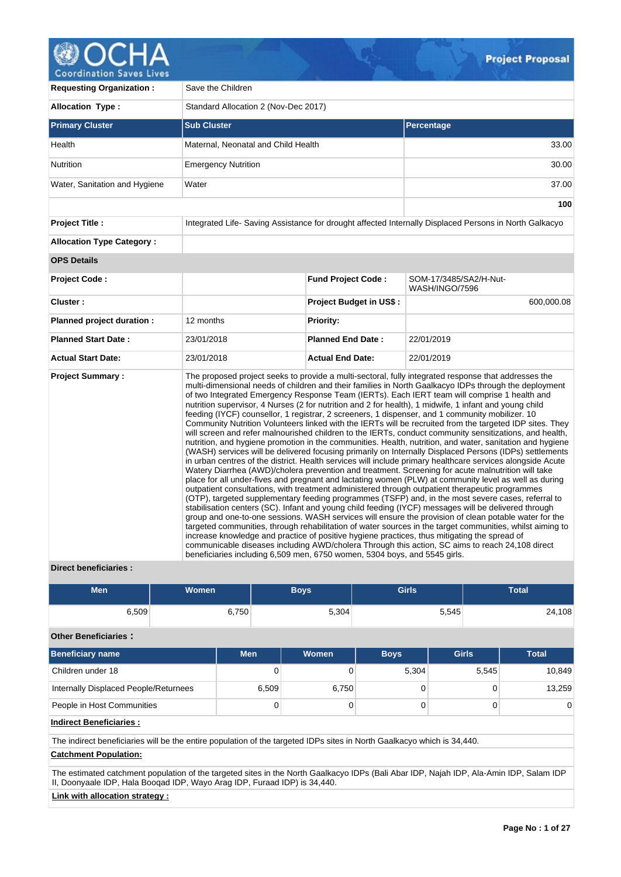# OCHA Coordination Saves Lives — Project Proposal

| | |
|---|---|
| **Requesting Organization :** | Save the Children |
| **Allocation Type :** | Standard Allocation 2 (Nov-Dec 2017) |

| **Primary Cluster** | **Sub Cluster** | **Percentage** |
|---|---|---|
| Health | Maternal, Neonatal and Child Health | 33.00 |
| Nutrition | Emergency Nutrition | 30.00 |
| Water, Sanitation and Hygiene | Water | 37.00 |
| | | **100** |

| | |
|---|---|
| **Project Title :** | Integrated Life- Saving Assistance for drought affected Internally Displaced Persons in North Galkacyo |
| **Allocation Type Category :** | |

**OPS Details**

| | | | |
|---|---|---|---|
| **Project Code :** | | **Fund Project Code :** | SOM-17/3485/SA2/H-Nut-WASH/INGO/7596 |
| **Cluster :** | | **Project Budget in US$ :** | 600,000.08 |
| **Planned project duration :** | 12 months | **Priority:** | |
| **Planned Start Date :** | 23/01/2018 | **Planned End Date :** | 22/01/2019 |
| **Actual Start Date:** | 23/01/2018 | **Actual End Date:** | 22/01/2019 |

**Project Summary :**

The proposed project seeks to provide a multi-sectoral, fully integrated response that addresses the multi-dimensional needs of children and their families in North Gaalkacyo IDPs through the deployment of two Integrated Emergency Response Team (IERTs). Each IERT team will comprise 1 health and nutrition supervisor, 4 Nurses (2 for nutrition and 2 for health), 1 midwife, 1 infant and young child feeding (IYCF) counsellor, 1 registrar, 2 screeners, 1 dispenser, and 1 community mobilizer. 10 Community Nutrition Volunteers linked with the IERTs will be recruited from the targeted IDP sites. They will screen and refer malnourished children to the IERTs, conduct community sensitizations, and health, nutrition, and hygiene promotion in the communities. Health, nutrition, and water, sanitation and hygiene (WASH) services will be delivered focusing primarily on Internally Displaced Persons (IDPs) settlements in urban centres of the district. Health services will include primary healthcare services alongside Acute Watery Diarrhea (AWD)/cholera prevention and treatment. Screening for acute malnutrition will take place for all under-fives and pregnant and lactating women (PLW) at community level as well as during outpatient consultations, with treatment administered through outpatient therapeutic programmes (OTP), targeted supplementary feeding programmes (TSFP) and, in the most severe cases, referral to stabilisation centers (SC). Infant and young child feeding (IYCF) messages will be delivered through group and one-to-one sessions. WASH services will ensure the provision of clean potable water for the targeted communities, through rehabilitation of water sources in the target communities, whilst aiming to increase knowledge and practice of positive hygiene practices, thus mitigating the spread of communicable diseases including AWD/cholera Through this action, SC aims to reach 24,108 direct beneficiaries including 6,509 men, 6750 women, 5304 boys, and 5545 girls.

**Direct beneficiaries :**

| Men | Women | Boys | Girls | Total |
|---|---|---|---|---|
| 6,509 | 6,750 | 5,304 | 5,545 | 24,108 |

**Other Beneficiaries :**

| Beneficiary name | Men | Women | Boys | Girls | Total |
|---|---|---|---|---|---|
| Children under 18 | 0 | 0 | 5,304 | 5,545 | 10,849 |
| Internally Displaced People/Returnees | 6,509 | 6,750 | 0 | 0 | 13,259 |
| People in Host Communities | 0 | 0 | 0 | 0 | 0 |

**Indirect Beneficiaries :**

The indirect beneficiaries will be the entire population of the targeted IDPs sites in North Gaalkacyo which is 34,440.

**Catchment Population:**

The estimated catchment population of the targeted sites in the North Gaalkacyo IDPs (Bali Abar IDP, Najah IDP, Ala-Amin IDP, Salam IDP II, Doonyaale IDP, Hala Booqad IDP, Wayo Arag IDP, Furaad IDP) is 34,440.

**Link with allocation strategy :**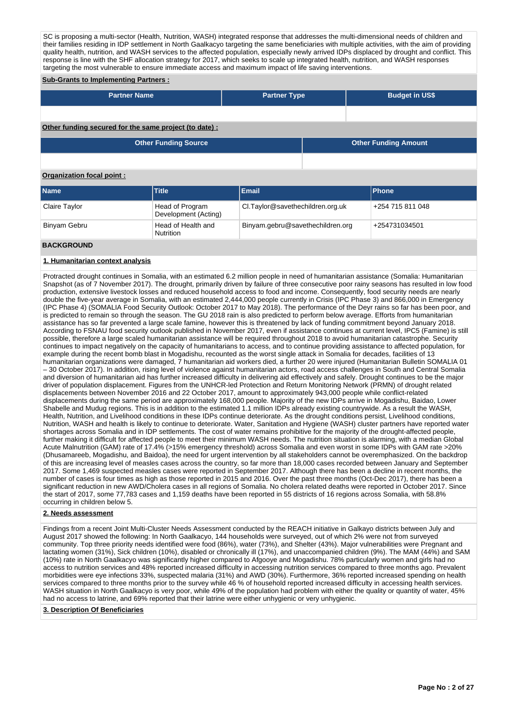SC is proposing a multi-sector (Health, Nutrition, WASH) integrated response that addresses the multi-dimensional needs of children and their families residing in IDP settlement in North Gaalkacyo targeting the same beneficiaries with multiple activities, with the aim of providing quality health, nutrition, and WASH services to the affected population, especially newly arrived IDPs displaced by drought and conflict. This response is line with the SHF allocation strategy for 2017, which seeks to scale up integrated health, nutrition, and WASH responses targeting the most vulnerable to ensure immediate access and maximum impact of life saving interventions.

**Sub-Grants to Implementing Partners :**

| Partner Name | Partner Type | Budget in US$ |
|---|---|---|
| | | |

**Other funding secured for the same project (to date) :**

| Other Funding Source | Other Funding Amount |
|---|---|
| | |

**Organization focal point :**

| Name | Title | Email | Phone |
|---|---|---|---|
| Claire Taylor | Head of Program Development (Acting) | Cl.Taylor@savethechildren.org.uk | +254 715 811 048 |
| Binyam Gebru | Head of Health and Nutrition | Binyam.gebru@savethechildren.org | +254731034501 |

## BACKGROUND

### 1. Humanitarian context analysis

Protracted drought continues in Somalia, with an estimated 6.2 million people in need of humanitarian assistance (Somalia: Humanitarian Snapshot (as of 7 November 2017). The drought, primarily driven by failure of three consecutive poor rainy seasons has resulted in low food production, extensive livestock losses and reduced household access to food and income. Consequently, food security needs are nearly double the five-year average in Somalia, with an estimated 2,444,000 people currently in Crisis (IPC Phase 3) and 866,000 in Emergency (IPC Phase 4) (SOMALIA Food Security Outlook: October 2017 to May 2018). The performance of the Deyr rains so far has been poor, and is predicted to remain so through the season. The GU 2018 rain is also predicted to perform below average. Efforts from humanitarian assistance has so far prevented a large scale famine, however this is threatened by lack of funding commitment beyond January 2018. According to FSNAU food security outlook published in November 2017, even if assistance continues at current level, IPC5 (Famine) is still possible, therefore a large scaled humanitarian assistance will be required throughout 2018 to avoid humanitarian catastrophe. Security continues to impact negatively on the capacity of humanitarians to access, and to continue providing assistance to affected population, for example during the recent bomb blast in Mogadishu, recounted as the worst single attack in Somalia for decades, facilities of 13 humanitarian organizations were damaged, 7 humanitarian aid workers died, a further 20 were injured (Humanitarian Bulletin SOMALIA 01 – 30 October 2017). In addition, rising level of violence against humanitarian actors, road access challenges in South and Central Somalia and diversion of humanitarian aid has further increased difficulty in delivering aid effectively and safely. Drought continues to be the major driver of population displacement. Figures from the UNHCR-led Protection and Return Monitoring Network (PRMN) of drought related displacements between November 2016 and 22 October 2017, amount to approximately 943,000 people while conflict-related displacements during the same period are approximately 168,000 people. Majority of the new IDPs arrive in Mogadishu, Baidao, Lower Shabelle and Mudug regions. This is in addition to the estimated 1.1 million IDPs already existing countrywide. As a result the WASH, Health, Nutrition, and Livelihood conditions in these IDPs continue deteriorate. As the drought conditions persist, Livelihood conditions, Nutrition, WASH and health is likely to continue to deteriorate. Water, Sanitation and Hygiene (WASH) cluster partners have reported water shortages across Somalia and in IDP settlements. The cost of water remains prohibitive for the majority of the drought-affected people, further making it difficult for affected people to meet their minimum WASH needs. The nutrition situation is alarming, with a median Global Acute Malnutrition (GAM) rate of 17.4% (>15% emergency threshold) across Somalia and even worst in some IDPs with GAM rate >20% (Dhusamareeb, Mogadishu, and Baidoa), the need for urgent intervention by all stakeholders cannot be overemphasized. On the backdrop of this are increasing level of measles cases across the country, so far more than 18,000 cases recorded between January and September 2017. Some 1,469 suspected measles cases were reported in September 2017. Although there has been a decline in recent months, the number of cases is four times as high as those reported in 2015 and 2016. Over the past three months (Oct-Dec 2017), there has been a significant reduction in new AWD/Cholera cases in all regions of Somalia. No cholera related deaths were reported in October 2017. Since the start of 2017, some 77,783 cases and 1,159 deaths have been reported in 55 districts of 16 regions across Somalia, with 58.8% occurring in children below 5.

### 2. Needs assessment

Findings from a recent Joint Multi-Cluster Needs Assessment conducted by the REACH initiative in Galkayo districts between July and August 2017 showed the following: In North Gaalkacyo, 144 households were surveyed, out of which 2% were not from surveyed community. Top three priority needs identified were food (86%), water (73%), and Shelter (43%). Major vulnerabilities were Pregnant and lactating women (31%), Sick children (10%), disabled or chronically ill (17%), and unaccompanied children (9%). The MAM (44%) and SAM (10%) rate in North Gaalkacyo was significantly higher compared to Afgooye and Mogadishu. 78% particularly women and girls had no access to nutrition services and 48% reported increased difficulty in accessing nutrition services compared to three months ago. Prevalent morbidities were eye infections 33%, suspected malaria (31%) and AWD (30%). Furthermore, 36% reported increased spending on health services compared to three months prior to the survey while 46 % of household reported increased difficulty in accessing health services. WASH situation in North Gaalkacyo is very poor, while 49% of the population had problem with either the quality or quantity of water, 45% had no access to latrine, and 69% reported that their latrine were either unhygienic or very unhygienic.

### 3. Description Of Beneficiaries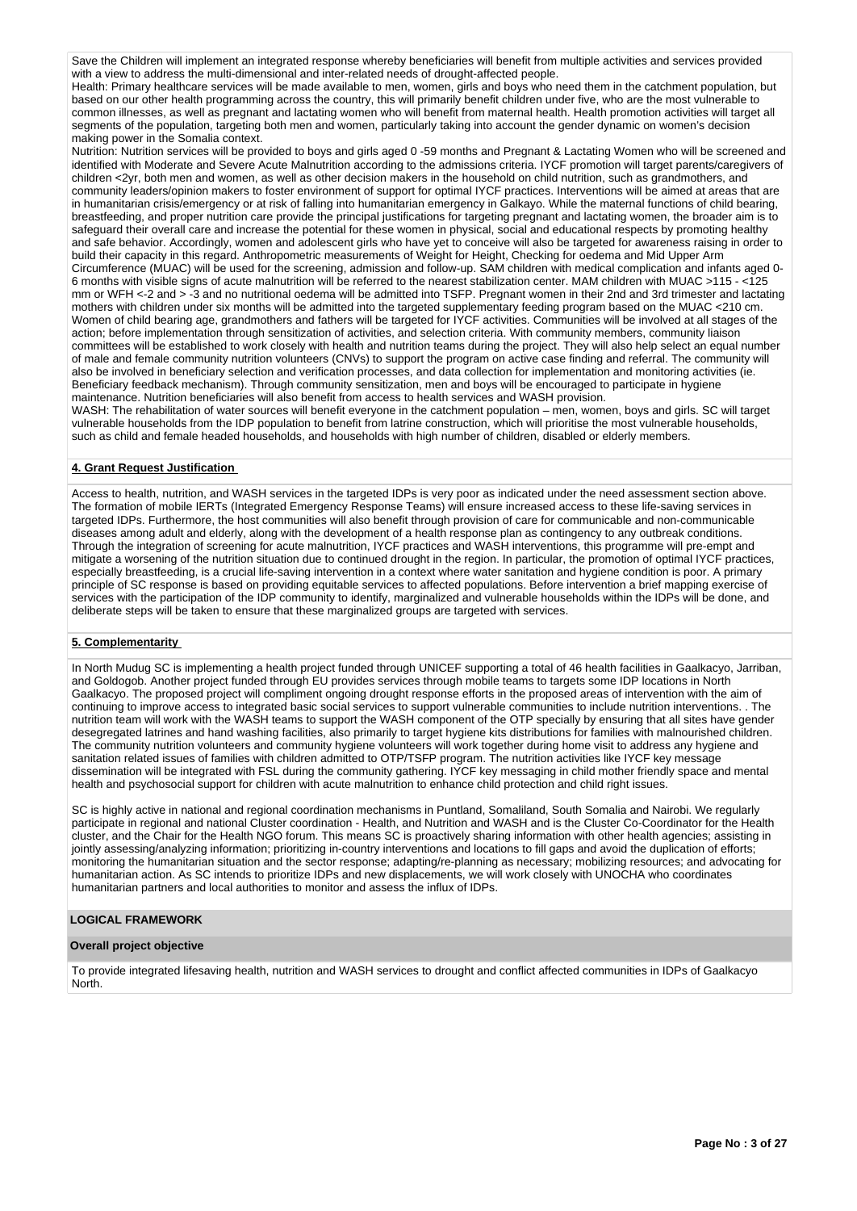Save the Children will implement an integrated response whereby beneficiaries will benefit from multiple activities and services provided with a view to address the multi-dimensional and inter-related needs of drought-affected people.

Health: Primary healthcare services will be made available to men, women, girls and boys who need them in the catchment population, but based on our other health programming across the country, this will primarily benefit children under five, who are the most vulnerable to common illnesses, as well as pregnant and lactating women who will benefit from maternal health. Health promotion activities will target all segments of the population, targeting both men and women, particularly taking into account the gender dynamic on women's decision making power in the Somalia context.

Nutrition: Nutrition services will be provided to boys and girls aged 0 -59 months and Pregnant & Lactating Women who will be screened and identified with Moderate and Severe Acute Malnutrition according to the admissions criteria. IYCF promotion will target parents/caregivers of children <2yr, both men and women, as well as other decision makers in the household on child nutrition, such as grandmothers, and community leaders/opinion makers to foster environment of support for optimal IYCF practices. Interventions will be aimed at areas that are in humanitarian crisis/emergency or at risk of falling into humanitarian emergency in Galkayo. While the maternal functions of child bearing, breastfeeding, and proper nutrition care provide the principal justifications for targeting pregnant and lactating women, the broader aim is to safeguard their overall care and increase the potential for these women in physical, social and educational respects by promoting healthy and safe behavior. Accordingly, women and adolescent girls who have yet to conceive will also be targeted for awareness raising in order to build their capacity in this regard. Anthropometric measurements of Weight for Height, Checking for oedema and Mid Upper Arm Circumference (MUAC) will be used for the screening, admission and follow-up. SAM children with medical complication and infants aged 0-6 months with visible signs of acute malnutrition will be referred to the nearest stabilization center. MAM children with MUAC >115 - <125 mm or WFH <-2 and > -3 and no nutritional oedema will be admitted into TSFP. Pregnant women in their 2nd and 3rd trimester and lactating mothers with children under six months will be admitted into the targeted supplementary feeding program based on the MUAC <210 cm. Women of child bearing age, grandmothers and fathers will be targeted for IYCF activities. Communities will be involved at all stages of the action; before implementation through sensitization of activities, and selection criteria. With community members, community liaison committees will be established to work closely with health and nutrition teams during the project. They will also help select an equal number of male and female community nutrition volunteers (CNVs) to support the program on active case finding and referral. The community will also be involved in beneficiary selection and verification processes, and data collection for implementation and monitoring activities (ie. Beneficiary feedback mechanism). Through community sensitization, men and boys will be encouraged to participate in hygiene maintenance. Nutrition beneficiaries will also benefit from access to health services and WASH provision.

WASH: The rehabilitation of water sources will benefit everyone in the catchment population – men, women, boys and girls. SC will target vulnerable households from the IDP population to benefit from latrine construction, which will prioritise the most vulnerable households, such as child and female headed households, and households with high number of children, disabled or elderly members.

**4. Grant Request Justification**

Access to health, nutrition, and WASH services in the targeted IDPs is very poor as indicated under the need assessment section above. The formation of mobile IERTs (Integrated Emergency Response Teams) will ensure increased access to these life-saving services in targeted IDPs. Furthermore, the host communities will also benefit through provision of care for communicable and non-communicable diseases among adult and elderly, along with the development of a health response plan as contingency to any outbreak conditions. Through the integration of screening for acute malnutrition, IYCF practices and WASH interventions, this programme will pre-empt and mitigate a worsening of the nutrition situation due to continued drought in the region. In particular, the promotion of optimal IYCF practices, especially breastfeeding, is a crucial life-saving intervention in a context where water sanitation and hygiene condition is poor. A primary principle of SC response is based on providing equitable services to affected populations. Before intervention a brief mapping exercise of services with the participation of the IDP community to identify, marginalized and vulnerable households within the IDPs will be done, and deliberate steps will be taken to ensure that these marginalized groups are targeted with services.

**5. Complementarity**

In North Mudug SC is implementing a health project funded through UNICEF supporting a total of 46 health facilities in Gaalkacyo, Jarriban, and Goldogob. Another project funded through EU provides services through mobile teams to targets some IDP locations in North Gaalkacyo. The proposed project will compliment ongoing drought response efforts in the proposed areas of intervention with the aim of continuing to improve access to integrated basic social services to support vulnerable communities to include nutrition interventions. . The nutrition team will work with the WASH teams to support the WASH component of the OTP specially by ensuring that all sites have gender desegregated latrines and hand washing facilities, also primarily to target hygiene kits distributions for families with malnourished children. The community nutrition volunteers and community hygiene volunteers will work together during home visit to address any hygiene and sanitation related issues of families with children admitted to OTP/TSFP program. The nutrition activities like IYCF key message dissemination will be integrated with FSL during the community gathering. IYCF key messaging in child mother friendly space and mental health and psychosocial support for children with acute malnutrition to enhance child protection and child right issues.

SC is highly active in national and regional coordination mechanisms in Puntland, Somaliland, South Somalia and Nairobi. We regularly participate in regional and national Cluster coordination - Health, and Nutrition and WASH and is the Cluster Co-Coordinator for the Health cluster, and the Chair for the Health NGO forum. This means SC is proactively sharing information with other health agencies; assisting in jointly assessing/analyzing information; prioritizing in-country interventions and locations to fill gaps and avoid the duplication of efforts; monitoring the humanitarian situation and the sector response; adapting/re-planning as necessary; mobilizing resources; and advocating for humanitarian action. As SC intends to prioritize IDPs and new displacements, we will work closely with UNOCHA who coordinates humanitarian partners and local authorities to monitor and assess the influx of IDPs.

**LOGICAL FRAMEWORK**

**Overall project objective**

To provide integrated lifesaving health, nutrition and WASH services to drought and conflict affected communities in IDPs of Gaalkacyo North.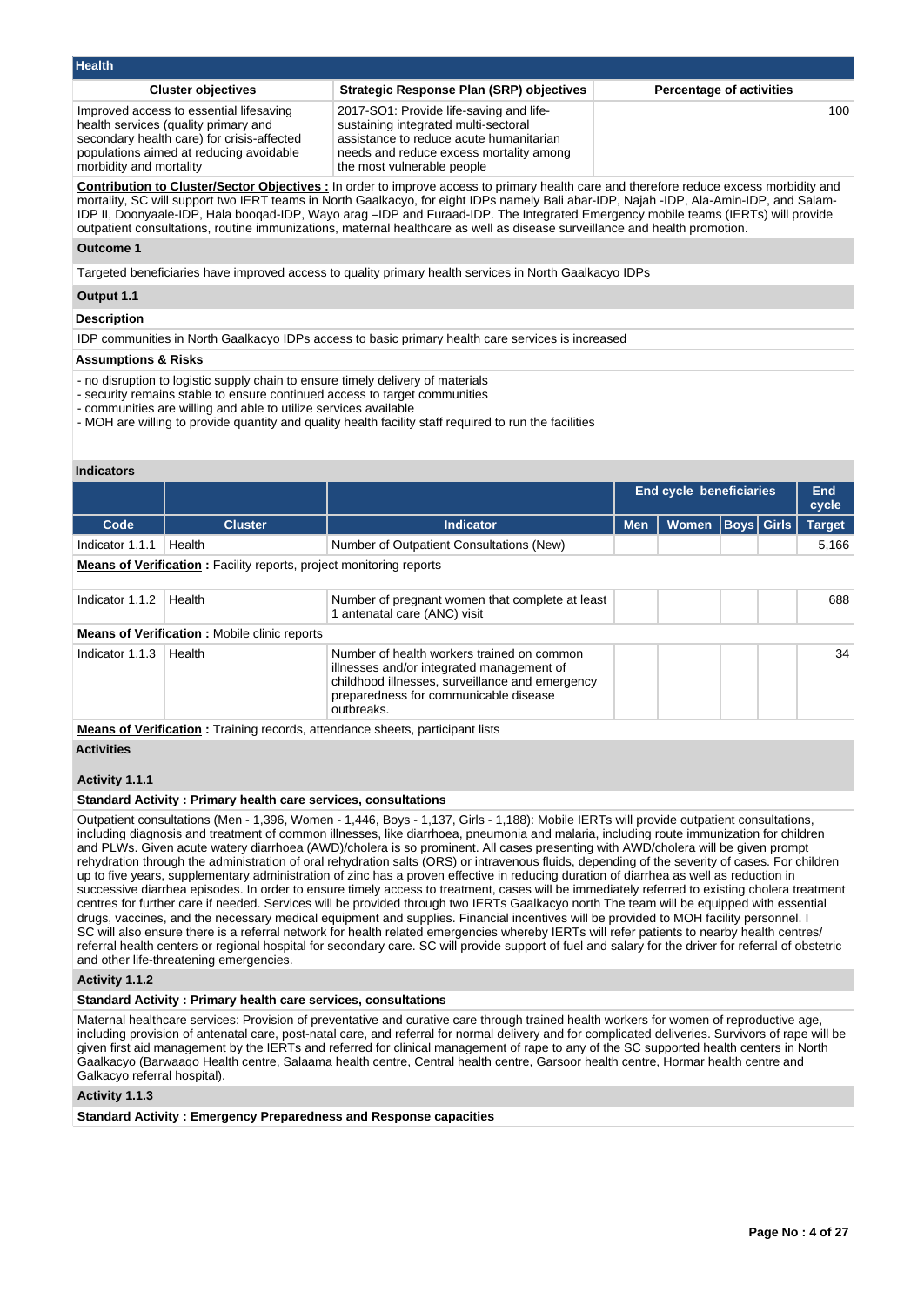## Health

| Cluster objectives | Strategic Response Plan (SRP) objectives | Percentage of activities |
|---|---|---|
| Improved access to essential lifesaving health services (quality primary and secondary health care) for crisis-affected populations aimed at reducing avoidable morbidity and mortality | 2017-SO1: Provide life-saving and life-sustaining integrated multi-sectoral assistance to reduce acute humanitarian needs and reduce excess mortality among the most vulnerable people | 100 |

**Contribution to Cluster/Sector Objectives :** In order to improve access to primary health care and therefore reduce excess morbidity and mortality, SC will support two IERT teams in North Gaalkacyo, for eight IDPs namely Bali abar-IDP, Najah -IDP, Ala-Amin-IDP, and Salam-IDP II, Doonyaale-IDP, Hala booqad-IDP, Wayo arag –IDP and Furaad-IDP. The Integrated Emergency mobile teams (IERTs) will provide outpatient consultations, routine immunizations, maternal healthcare as well as disease surveillance and health promotion.

### Outcome 1

Targeted beneficiaries have improved access to quality primary health services in North Gaalkacyo IDPs

### Output 1.1

**Description**

IDP communities in North Gaalkacyo IDPs access to basic primary health care services is increased

**Assumptions & Risks**

- no disruption to logistic supply chain to ensure timely delivery of materials
- security remains stable to ensure continued access to target communities
- communities are willing and able to utilize services available
- MOH are willing to provide quantity and quality health facility staff required to run the facilities

**Indicators**

| | | | End cycle beneficiaries | | | | End cycle |
|---|---|---|---|---|---|---|---|
| **Code** | **Cluster** | **Indicator** | **Men** | **Women** | **Boys** | **Girls** | **Target** |
| Indicator 1.1.1 | Health | Number of Outpatient Consultations (New) | | | | | 5,166 |
| Indicator 1.1.2 | Health | Number of pregnant women that complete at least 1 antenatal care (ANC) visit | | | | | 688 |
| Indicator 1.1.3 | Health | Number of health workers trained on common illnesses and/or integrated management of childhood illnesses, surveillance and emergency preparedness for communicable disease outbreaks. | | | | | 34 |

Indicator 1.1.1 – **Means of Verification :** Facility reports, project monitoring reports

Indicator 1.1.2 – **Means of Verification :** Mobile clinic reports

Indicator 1.1.3 – **Means of Verification :** Training records, attendance sheets, participant lists

**Activities**

#### Activity 1.1.1

**Standard Activity : Primary health care services, consultations**

Outpatient consultations (Men - 1,396, Women - 1,446, Boys - 1,137, Girls - 1,188): Mobile IERTs will provide outpatient consultations, including diagnosis and treatment of common illnesses, like diarrhoea, pneumonia and malaria, including route immunization for children and PLWs. Given acute watery diarrhoea (AWD)/cholera is so prominent. All cases presenting with AWD/cholera will be given prompt rehydration through the administration of oral rehydration salts (ORS) or intravenous fluids, depending of the severity of cases. For children up to five years, supplementary administration of zinc has a proven effective in reducing duration of diarrhea as well as reduction in successive diarrhea episodes. In order to ensure timely access to treatment, cases will be immediately referred to existing cholera treatment centres for further care if needed. Services will be provided through two IERTs Gaalkacyo north The team will be equipped with essential drugs, vaccines, and the necessary medical equipment and supplies. Financial incentives will be provided to MOH facility personnel. I SC will also ensure there is a referral network for health related emergencies whereby IERTs will refer patients to nearby health centres/ referral health centers or regional hospital for secondary care. SC will provide support of fuel and salary for the driver for referral of obstetric and other life-threatening emergencies.

#### Activity 1.1.2

**Standard Activity : Primary health care services, consultations**

Maternal healthcare services: Provision of preventative and curative care through trained health workers for women of reproductive age, including provision of antenatal care, post-natal care, and referral for normal delivery and for complicated deliveries. Survivors of rape will be given first aid management by the IERTs and referred for clinical management of rape to any of the SC supported health centers in North Gaalkacyo (Barwaaqo Health centre, Salaama health centre, Central health centre, Garsoor health centre, Hormar health centre and Galkacyo referral hospital).

#### Activity 1.1.3

**Standard Activity : Emergency Preparedness and Response capacities**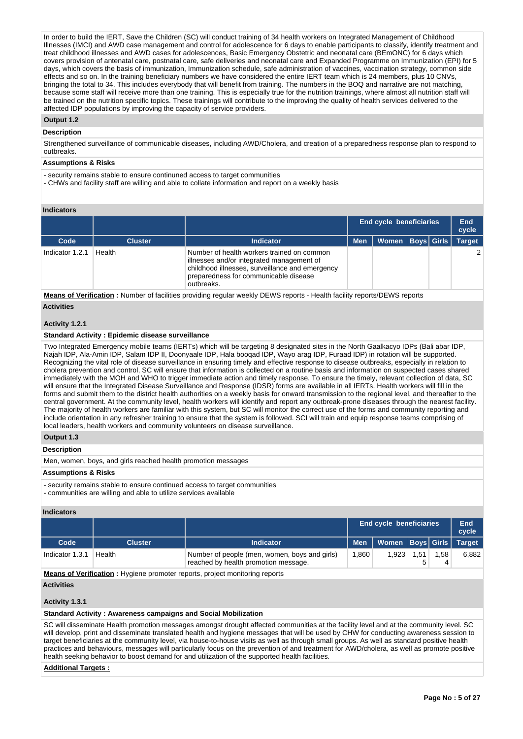In order to build the IERT, Save the Children (SC) will conduct training of 34 health workers on Integrated Management of Childhood Illnesses (IMCI) and AWD case management and control for adolescence for 6 days to enable participants to classify, identify treatment and treat childhood illnesses and AWD cases for adolescences, Basic Emergency Obstetric and neonatal care (BEmONC) for 6 days which covers provision of antenatal care, postnatal care, safe deliveries and neonatal care and Expanded Programme on Immunization (EPI) for 5 days, which covers the basis of immunization, Immunization schedule, safe administration of vaccines, vaccination strategy, common side effects and so on. In the training beneficiary numbers we have considered the entire IERT team which is 24 members, plus 10 CNVs, bringing the total to 34. This includes everybody that will benefit from training. The numbers in the BOQ and narrative are not matching, because some staff will receive more than one training. This is especially true for the nutrition trainings, where almost all nutrition staff will be trained on the nutrition specific topics. These trainings will contribute to the improving the quality of health services delivered to the affected IDP populations by improving the capacity of service providers.

### Output 1.2

**Description**

Strengthened surveillance of communicable diseases, including AWD/Cholera, and creation of a preparedness response plan to respond to outbreaks.

**Assumptions & Risks**

- security remains stable to ensure continued access to target communities
- CHWs and facility staff are willing and able to collate information and report on a weekly basis

**Indicators**

| | | | End cycle beneficiaries | | | | End cycle |
|---|---|---|---|---|---|---|---|
| Code | Cluster | Indicator | Men | Women | Boys | Girls | Target |
| Indicator 1.2.1 | Health | Number of health workers trained on common illnesses and/or integrated management of childhood illnesses, surveillance and emergency preparedness for communicable disease outbreaks. | | | | | 2 |

**Means of Verification :** Number of facilities providing regular weekly DEWS reports - Health facility reports/DEWS reports

**Activities**

**Activity 1.2.1**

**Standard Activity : Epidemic disease surveillance**

Two Integrated Emergency mobile teams (IERTs) which will be targeting 8 designated sites in the North Gaalkacyo IDPs (Bali abar IDP, Najah IDP, Ala-Amin IDP, Salam IDP II, Doonyaale IDP, Hala booqad IDP, Wayo arag IDP, Furaad IDP) in rotation will be supported. Recognizing the vital role of disease surveillance in ensuring timely and effective response to disease outbreaks, especially in relation to cholera prevention and control, SC will ensure that information is collected on a routine basis and information on suspected cases shared immediately with the MOH and WHO to trigger immediate action and timely response. To ensure the timely, relevant collection of data, SC will ensure that the Integrated Disease Surveillance and Response (IDSR) forms are available in all IERTs. Health workers will fill in the forms and submit them to the district health authorities on a weekly basis for onward transmission to the regional level, and thereafter to the central government. At the community level, health workers will identify and report any outbreak-prone diseases through the nearest facility. The majority of health workers are familiar with this system, but SC will monitor the correct use of the forms and community reporting and include orientation in any refresher training to ensure that the system is followed. SCI will train and equip response teams comprising of local leaders, health workers and community volunteers on disease surveillance.

### Output 1.3

**Description**

Men, women, boys, and girls reached health promotion messages

**Assumptions & Risks**

- security remains stable to ensure continued access to target communities
- communities are willing and able to utilize services available

**Indicators**

| | | | End cycle beneficiaries | | | | End cycle |
|---|---|---|---|---|---|---|---|
| Code | Cluster | Indicator | Men | Women | Boys | Girls | Target |
| Indicator 1.3.1 | Health | Number of people (men, women, boys and girls) reached by health promotion message. | 1,860 | 1,923 | 1,515 | 1,584 | 6,882 |

**Means of Verification :** Hygiene promoter reports, project monitoring reports

**Activities**

**Activity 1.3.1**

**Standard Activity : Awareness campaigns and Social Mobilization**

SC will disseminate Health promotion messages amongst drought affected communities at the facility level and at the community level. SC will develop, print and disseminate translated health and hygiene messages that will be used by CHW for conducting awareness session to target beneficiaries at the community level, via house-to-house visits as well as through small groups. As well as standard positive health practices and behaviours, messages will particularly focus on the prevention of and treatment for AWD/cholera, as well as promote positive health seeking behavior to boost demand for and utilization of the supported health facilities.

**Additional Targets :**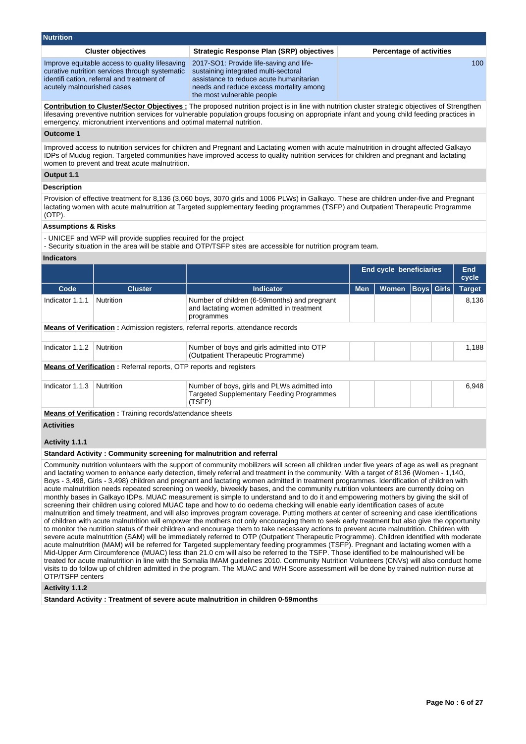## Nutrition

| Cluster objectives | Strategic Response Plan (SRP) objectives | Percentage of activities |
| --- | --- | --- |
| Improve equitable access to quality lifesaving curative nutrition services through systematic identifi cation, referral and treatment of acutely malnourished cases | 2017-SO1: Provide life-saving and life-sustaining integrated multi-sectoral assistance to reduce acute humanitarian needs and reduce excess mortality among the most vulnerable people | 100 |

**Contribution to Cluster/Sector Objectives :** The proposed nutrition project is in line with nutrition cluster strategic objectives of Strengthen lifesaving preventive nutrition services for vulnerable population groups focusing on appropriate infant and young child feeding practices in emergency, micronutrient interventions and optimal maternal nutrition.

### Outcome 1

Improved access to nutrition services for children and Pregnant and Lactating women with acute malnutrition in drought affected Galkayo IDPs of Mudug region. Targeted communities have improved access to quality nutrition services for children and pregnant and lactating women to prevent and treat acute malnutrition.

### Output 1.1

**Description**

Provision of effective treatment for 8,136 (3,060 boys, 3070 girls and 1006 PLWs) in Galkayo. These are children under-five and Pregnant lactating women with acute malnutrition at Targeted supplementary feeding programmes (TSFP) and Outpatient Therapeutic Programme (OTP).

**Assumptions & Risks**

- UNICEF and WFP will provide supplies required for the project
- Security situation in the area will be stable and OTP/TSFP sites are accessible for nutrition program team.

**Indicators**

| | | | End cycle beneficiaries | | | | End cycle |
| --- | --- | --- | --- | --- | --- | --- | --- |
| Code | Cluster | Indicator | Men | Women | Boys | Girls | Target |
| Indicator 1.1.1 | Nutrition | Number of children (6-59months) and pregnant and lactating women admitted in treatment programmes | | | | | 8,136 |
| **Means of Verification :** Admission registers, referral reports, attendance records | | | | | | | |
| Indicator 1.1.2 | Nutrition | Number of boys and girls admitted into OTP (Outpatient Therapeutic Programme) | | | | | 1,188 |
| **Means of Verification :** Referral reports, OTP reports and registers | | | | | | | |
| Indicator 1.1.3 | Nutrition | Number of boys, girls and PLWs admitted into Targeted Supplementary Feeding Programmes (TSFP) | | | | | 6,948 |
| **Means of Verification :** Training records/attendance sheets | | | | | | | |

**Activities**

**Activity 1.1.1**

**Standard Activity : Community screening for malnutrition and referral**

Community nutrition volunteers with the support of community mobilizers will screen all children under five years of age as well as pregnant and lactating women to enhance early detection, timely referral and treatment in the community. With a target of 8136 (Women - 1,140, Boys - 3,498, Girls - 3,498) children and pregnant and lactating women admitted in treatment programmes. Identification of children with acute malnutrition needs repeated screening on weekly, biweekly bases, and the community nutrition volunteers are currently doing on monthly bases in Galkayo IDPs. MUAC measurement is simple to understand and to do it and empowering mothers by giving the skill of screening their children using colored MUAC tape and how to do oedema checking will enable early identification cases of acute malnutrition and timely treatment, and will also improves program coverage. Putting mothers at center of screening and case identifications of children with acute malnutrition will empower the mothers not only encouraging them to seek early treatment but also give the opportunity to monitor the nutrition status of their children and encourage them to take necessary actions to prevent acute malnutrition. Children with severe acute malnutrition (SAM) will be immediately referred to OTP (Outpatient Therapeutic Programme). Children identified with moderate acute malnutrition (MAM) will be referred for Targeted supplementary feeding programmes (TSFP). Pregnant and lactating women with a Mid-Upper Arm Circumference (MUAC) less than 21.0 cm will also be referred to the TSFP. Those identified to be malnourished will be treated for acute malnutrition in line with the Somalia IMAM guidelines 2010. Community Nutrition Volunteers (CNVs) will also conduct home visits to do follow up of children admitted in the program. The MUAC and W/H Score assessment will be done by trained nutrition nurse at OTP/TSFP centers

**Activity 1.1.2**

**Standard Activity : Treatment of severe acute malnutrition in children 0-59months**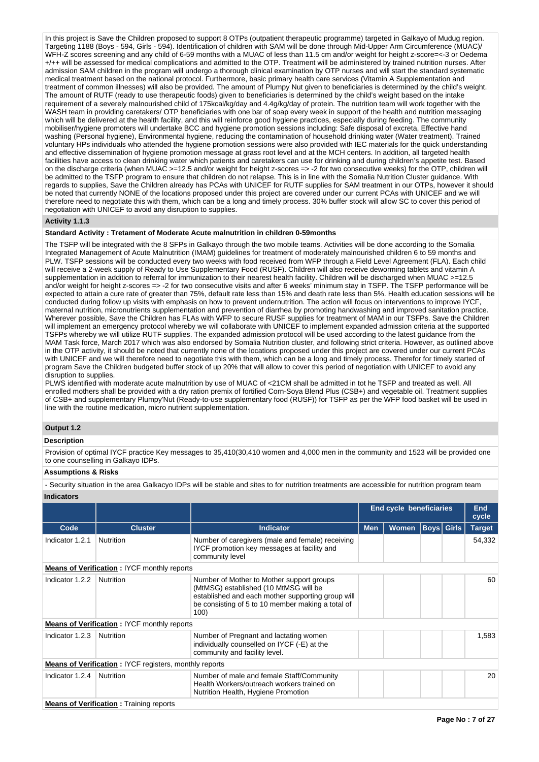In this project is Save the Children proposed to support 8 OTPs (outpatient therapeutic programme) targeted in Galkayo of Mudug region. Targeting 1188 (Boys - 594, Girls - 594). Identification of children with SAM will be done through Mid-Upper Arm Circumference (MUAC)/ WFH-Z scores screening and any child of 6-59 months with a MUAC of less than 11.5 cm and/or weight for height z-score=<-3 or Oedema +/++ will be assessed for medical complications and admitted to the OTP. Treatment will be administered by trained nutrition nurses. After admission SAM children in the program will undergo a thorough clinical examination by OTP nurses and will start the standard systematic medical treatment based on the national protocol. Furthermore, basic primary health care services (Vitamin A Supplementation and treatment of common illnesses) will also be provided. The amount of Plumpy Nut given to beneficiaries is determined by the child's weight. The amount of RUTF (ready to use therapeutic foods) given to beneficiaries is determined by the child's weight based on the intake requirement of a severely malnourished child of 175kcal/kg/day and 4.4g/kg/day of protein. The nutrition team will work together with the WASH team in providing caretakers/ OTP beneficiaries with one bar of soap every week in support of the health and nutrition messaging which will be delivered at the health facility, and this will reinforce good hygiene practices, especially during feeding. The community mobiliser/hygiene promoters will undertake BCC and hygiene promotion sessions including: Safe disposal of excreta, Effective hand washing (Personal hygiene), Environmental hygiene, reducing the contamination of household drinking water (Water treatment). Trained voluntary HPs individuals who attended the hygiene promotion sessions were also provided with IEC materials for the quick understanding and effective dissemination of hygiene promotion message at grass root level and at the MCH centers. In addition, all targeted health facilities have access to clean drinking water which patients and caretakers can use for drinking and during children's appetite test. Based on the discharge criteria (when MUAC >=12.5 and/or weight for height z-scores => -2 for two consecutive weeks) for the OTP, children will be admitted to the TSFP program to ensure that children do not relapse. This is in line with the Somalia Nutrition Cluster guidance. With regards to supplies, Save the Children already has PCAs with UNICEF for RUTF supplies for SAM treatment in our OTPs, however it should be noted that currently NONE of the locations proposed under this project are covered under our current PCAs with UNICEF and we will therefore need to negotiate this with them, which can be a long and timely process. 30% buffer stock will allow SC to cover this period of negotiation with UNICEF to avoid any disruption to supplies.

**Activity 1.1.3**

**Standard Activity : Tretament of Moderate Acute malnutrition in children 0-59months**

The TSFP will be integrated with the 8 SFPs in Galkayo through the two mobile teams. Activities will be done according to the Somalia Integrated Management of Acute Malnutrition (IMAM) guidelines for treatment of moderately malnourished children 6 to 59 months and PLW. TSFP sessions will be conducted every two weeks with food received from WFP through a Field Level Agreement (FLA). Each child will receive a 2-week supply of Ready to Use Supplementary Food (RUSF). Children will also receive deworming tablets and vitamin A supplementation in addition to referral for immunization to their nearest health facility. Children will be discharged when MUAC >=12.5 and/or weight for height z-scores => -2 for two consecutive visits and after 6 weeks' minimum stay in TSFP. The TSFP performance will be expected to attain a cure rate of greater than 75%, default rate less than 15% and death rate less than 5%. Health education sessions will be conducted during follow up visits with emphasis on how to prevent undernutrition. The action will focus on interventions to improve IYCF, maternal nutrition, micronutrients supplementation and prevention of diarrhea by promoting handwashing and improved sanitation practice. Wherever possible, Save the Children has FLAs with WFP to secure RUSF supplies for treatment of MAM in our TSFPs. Save the Children will implement an emergency protocol whereby we will collaborate with UNICEF to implement expanded admission criteria at the supported TSFPs whereby we will utilize RUTF supplies. The expanded admission protocol will be used according to the latest guidance from the MAM Task force, March 2017 which was also endorsed by Somalia Nutrition cluster, and following strict criteria. However, as outlined above in the OTP activity, it should be noted that currently none of the locations proposed under this project are covered under our current PCAs with UNICEF and we will therefore need to negotiate this with them, which can be a long and timely process. Therefor for timely started of program Save the Children budgeted buffer stock of up 20% that will allow to cover this period of negotiation with UNICEF to avoid any disruption to supplies.
PLWS identified with moderate acute malnutrition by use of MUAC of <21CM shall be admitted in tot he TSFP and treated as well. All enrolled mothers shall be provided with a dry ration premix of fortified Corn-Soya Blend Plus (CSB+) and vegetable oil. Treatment supplies of CSB+ and supplementary Plumpy'Nut (Ready-to-use supplementary food (RUSF)) for TSFP as per the WFP food basket will be used in line with the routine medication, micro nutrient supplementation.

**Output 1.2**

**Description**

Provision of optimal IYCF practice Key messages to 35,410(30,410 women and 4,000 men in the community and 1523 will be provided one to one counselling in Galkayo IDPs.

**Assumptions & Risks**

- Security situation in the area Galkacyo IDPs will be stable and sites to for nutrition treatments are accessible for nutrition program team

**Indicators**

| | | | End cycle beneficiaries | | | | End cycle |
|---|---|---|---|---|---|---|---|
| Code | Cluster | Indicator | Men | Women | Boys | Girls | Target |
| Indicator 1.2.1 | Nutrition | Number of caregivers (male and female) receiving IYCF promotion key messages at facility and community level | | | | | 54,332 |
| **Means of Verification :** IYCF monthly reports | | | | | | | |
| Indicator 1.2.2 | Nutrition | Number of Mother to Mother support groups (MtMSG) established (10 MtMSG will be established and each mother supporting group will be consisting of 5 to 10 member making a total of 100) | | | | | 60 |
| **Means of Verification :** IYCF monthly reports | | | | | | | |
| Indicator 1.2.3 | Nutrition | Number of Pregnant and lactating women individually counselled on IYCF (-E) at the community and facility level. | | | | | 1,583 |
| **Means of Verification :** IYCF registers, monthly reports | | | | | | | |
| Indicator 1.2.4 | Nutrition | Number of male and female Staff/Community Health Workers/outreach workers trained on Nutrition Health, Hygiene Promotion | | | | | 20 |
| **Means of Verification :** Training reports | | | | | | | |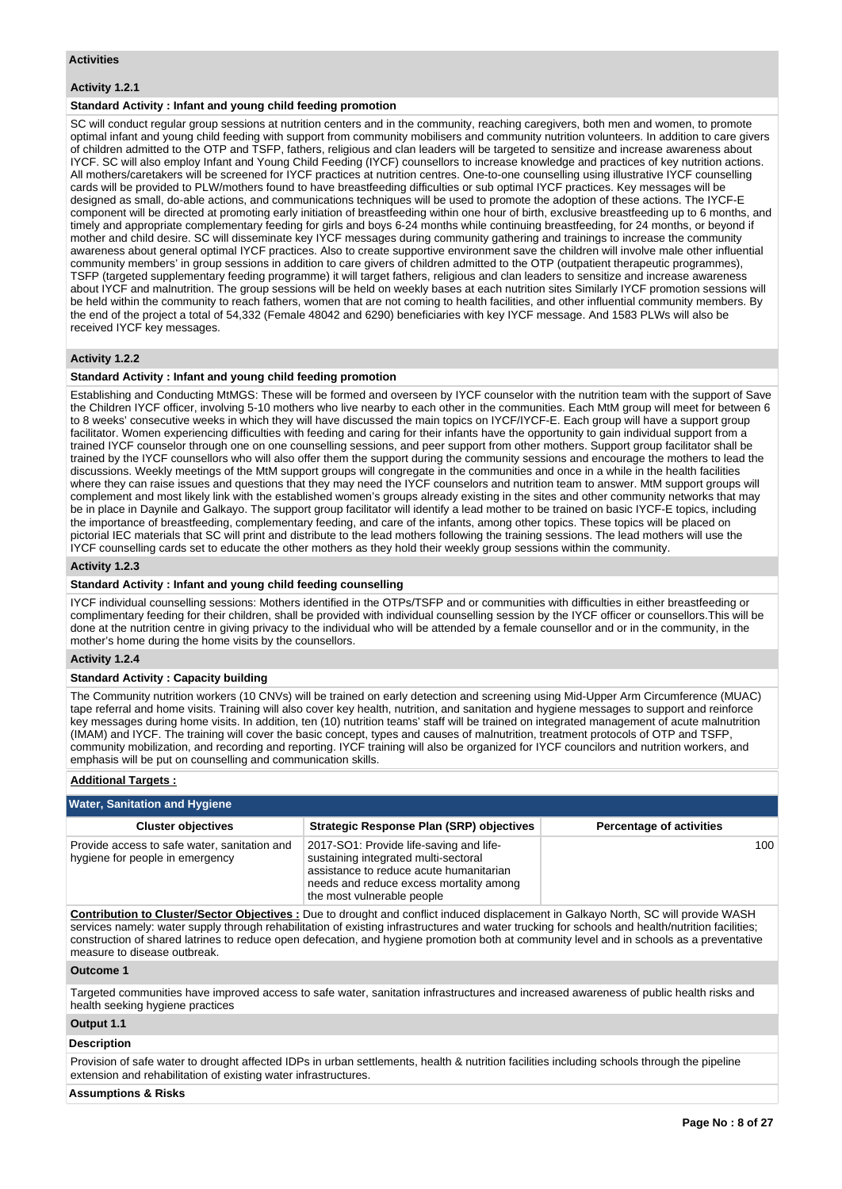## Activities

### Activity 1.2.1

**Standard Activity : Infant and young child feeding promotion**

SC will conduct regular group sessions at nutrition centers and in the community, reaching caregivers, both men and women, to promote optimal infant and young child feeding with support from community mobilisers and community nutrition volunteers. In addition to care givers of children admitted to the OTP and TSFP, fathers, religious and clan leaders will be targeted to sensitize and increase awareness about IYCF. SC will also employ Infant and Young Child Feeding (IYCF) counsellors to increase knowledge and practices of key nutrition actions. All mothers/caretakers will be screened for IYCF practices at nutrition centres. One-to-one counselling using illustrative IYCF counselling cards will be provided to PLW/mothers found to have breastfeeding difficulties or sub optimal IYCF practices. Key messages will be designed as small, do-able actions, and communications techniques will be used to promote the adoption of these actions. The IYCF-E component will be directed at promoting early initiation of breastfeeding within one hour of birth, exclusive breastfeeding up to 6 months, and timely and appropriate complementary feeding for girls and boys 6-24 months while continuing breastfeeding, for 24 months, or beyond if mother and child desire. SC will disseminate key IYCF messages during community gathering and trainings to increase the community awareness about general optimal IYCF practices. Also to create supportive environment save the children will involve male other influential community members' in group sessions in addition to care givers of children admitted to the OTP (outpatient therapeutic programmes), TSFP (targeted supplementary feeding programme) it will target fathers, religious and clan leaders to sensitize and increase awareness about IYCF and malnutrition. The group sessions will be held on weekly bases at each nutrition sites Similarly IYCF promotion sessions will be held within the community to reach fathers, women that are not coming to health facilities, and other influential community members. By the end of the project a total of 54,332 (Female 48042 and 6290) beneficiaries with key IYCF message. And 1583 PLWs will also be received IYCF key messages.

### Activity 1.2.2

**Standard Activity : Infant and young child feeding promotion**

Establishing and Conducting MtMGS: These will be formed and overseen by IYCF counselor with the nutrition team with the support of Save the Children IYCF officer, involving 5-10 mothers who live nearby to each other in the communities. Each MtM group will meet for between 6 to 8 weeks' consecutive weeks in which they will have discussed the main topics on IYCF/IYCF-E. Each group will have a support group facilitator. Women experiencing difficulties with feeding and caring for their infants have the opportunity to gain individual support from a trained IYCF counselor through one on one counselling sessions, and peer support from other mothers. Support group facilitator shall be trained by the IYCF counsellors who will also offer them the support during the community sessions and encourage the mothers to lead the discussions. Weekly meetings of the MtM support groups will congregate in the communities and once in a while in the health facilities where they can raise issues and questions that they may need the IYCF counselors and nutrition team to answer. MtM support groups will complement and most likely link with the established women's groups already existing in the sites and other community networks that may be in place in Daynile and Galkayo. The support group facilitator will identify a lead mother to be trained on basic IYCF-E topics, including the importance of breastfeeding, complementary feeding, and care of the infants, among other topics. These topics will be placed on pictorial IEC materials that SC will print and distribute to the lead mothers following the training sessions. The lead mothers will use the IYCF counselling cards set to educate the other mothers as they hold their weekly group sessions within the community.

### Activity 1.2.3

**Standard Activity : Infant and young child feeding counselling**

IYCF individual counselling sessions: Mothers identified in the OTPs/TSFP and or communities with difficulties in either breastfeeding or complimentary feeding for their children, shall be provided with individual counselling session by the IYCF officer or counsellors.This will be done at the nutrition centre in giving privacy to the individual who will be attended by a female counsellor and or in the community, in the mother's home during the home visits by the counsellors.

### Activity 1.2.4

**Standard Activity : Capacity building**

The Community nutrition workers (10 CNVs) will be trained on early detection and screening using Mid-Upper Arm Circumference (MUAC) tape referral and home visits. Training will also cover key health, nutrition, and sanitation and hygiene messages to support and reinforce key messages during home visits. In addition, ten (10) nutrition teams' staff will be trained on integrated management of acute malnutrition (IMAM) and IYCF. The training will cover the basic concept, types and causes of malnutrition, treatment protocols of OTP and TSFP, community mobilization, and recording and reporting. IYCF training will also be organized for IYCF councilors and nutrition workers, and emphasis will be put on counselling and communication skills.

**Additional Targets :**

## Water, Sanitation and Hygiene

| Cluster objectives | Strategic Response Plan (SRP) objectives | Percentage of activities |
|---|---|---|
| Provide access to safe water, sanitation and hygiene for people in emergency | 2017-SO1: Provide life-saving and life-sustaining integrated multi-sectoral assistance to reduce acute humanitarian needs and reduce excess mortality among the most vulnerable people | 100 |

**Contribution to Cluster/Sector Objectives :** Due to drought and conflict induced displacement in Galkayo North, SC will provide WASH services namely: water supply through rehabilitation of existing infrastructures and water trucking for schools and health/nutrition facilities; construction of shared latrines to reduce open defecation, and hygiene promotion both at community level and in schools as a preventative measure to disease outbreak.

### Outcome 1

Targeted communities have improved access to safe water, sanitation infrastructures and increased awareness of public health risks and health seeking hygiene practices

### Output 1.1

**Description**

Provision of safe water to drought affected IDPs in urban settlements, health & nutrition facilities including schools through the pipeline extension and rehabilitation of existing water infrastructures.

**Assumptions & Risks**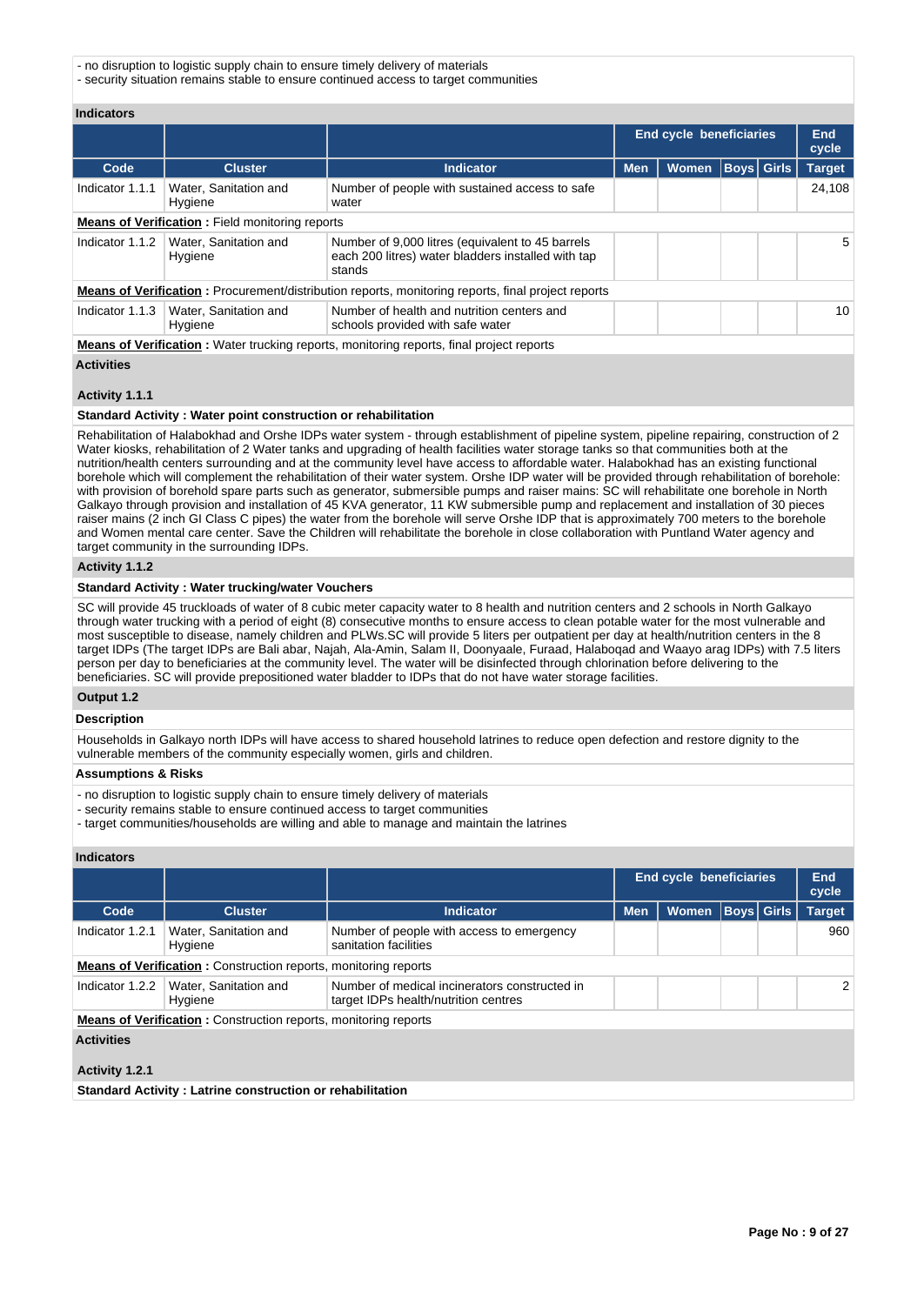- no disruption to logistic supply chain to ensure timely delivery of materials
- security situation remains stable to ensure continued access to target communities

**Indicators**

| | | | End cycle beneficiaries | | | | End cycle |
|---|---|---|---|---|---|---|---|
| **Code** | **Cluster** | **Indicator** | **Men** | **Women** | **Boys** | **Girls** | **Target** |
| Indicator 1.1.1 | Water, Sanitation and Hygiene | Number of people with sustained access to safe water | | | | | 24,108 |
| **Means of Verification :** Field monitoring reports | | | | | | | |
| Indicator 1.1.2 | Water, Sanitation and Hygiene | Number of 9,000 litres (equivalent to 45 barrels each 200 litres) water bladders installed with tap stands | | | | | 5 |
| **Means of Verification :** Procurement/distribution reports, monitoring reports, final project reports | | | | | | | |
| Indicator 1.1.3 | Water, Sanitation and Hygiene | Number of health and nutrition centers and schools provided with safe water | | | | | 10 |
| **Means of Verification :** Water trucking reports, monitoring reports, final project reports | | | | | | | |

**Activities**

**Activity 1.1.1**

**Standard Activity : Water point construction or rehabilitation**

Rehabilitation of Halabokhad and Orshe IDPs water system - through establishment of pipeline system, pipeline repairing, construction of 2 Water kiosks, rehabilitation of 2 Water tanks and upgrading of health facilities water storage tanks so that communities both at the nutrition/health centers surrounding and at the community level have access to affordable water. Halabokhad has an existing functional borehole which will complement the rehabilitation of their water system. Orshe IDP water will be provided through rehabilitation of borehole: with provision of borehold spare parts such as generator, submersible pumps and raiser mains: SC will rehabilitate one borehole in North Galkayo through provision and installation of 45 KVA generator, 11 KW submersible pump and replacement and installation of 30 pieces raiser mains (2 inch GI Class C pipes) the water from the borehole will serve Orshe IDP that is approximately 700 meters to the borehole and Women mental care center. Save the Children will rehabilitate the borehole in close collaboration with Puntland Water agency and target community in the surrounding IDPs.

**Activity 1.1.2**

**Standard Activity : Water trucking/water Vouchers**

SC will provide 45 truckloads of water of 8 cubic meter capacity water to 8 health and nutrition centers and 2 schools in North Galkayo through water trucking with a period of eight (8) consecutive months to ensure access to clean potable water for the most vulnerable and most susceptible to disease, namely children and PLWs.SC will provide 5 liters per outpatient per day at health/nutrition centers in the 8 target IDPs (The target IDPs are Bali abar, Najah, Ala-Amin, Salam II, Doonyaale, Furaad, Halaboqad and Waayo arag IDPs) with 7.5 liters person per day to beneficiaries at the community level. The water will be disinfected through chlorination before delivering to the beneficiaries. SC will provide prepositioned water bladder to IDPs that do not have water storage facilities.

**Output 1.2**

**Description**

Households in Galkayo north IDPs will have access to shared household latrines to reduce open defection and restore dignity to the vulnerable members of the community especially women, girls and children.

**Assumptions & Risks**

- no disruption to logistic supply chain to ensure timely delivery of materials
- security remains stable to ensure continued access to target communities
- target communities/households are willing and able to manage and maintain the latrines

**Indicators**

| | | | End cycle beneficiaries | | | | End cycle |
|---|---|---|---|---|---|---|---|
| **Code** | **Cluster** | **Indicator** | **Men** | **Women** | **Boys** | **Girls** | **Target** |
| Indicator 1.2.1 | Water, Sanitation and Hygiene | Number of people with access to emergency sanitation facilities | | | | | 960 |
| **Means of Verification :** Construction reports, monitoring reports | | | | | | | |
| Indicator 1.2.2 | Water, Sanitation and Hygiene | Number of medical incinerators constructed in target IDPs health/nutrition centres | | | | | 2 |
| **Means of Verification :** Construction reports, monitoring reports | | | | | | | |

**Activities**

**Activity 1.2.1**

**Standard Activity : Latrine construction or rehabilitation**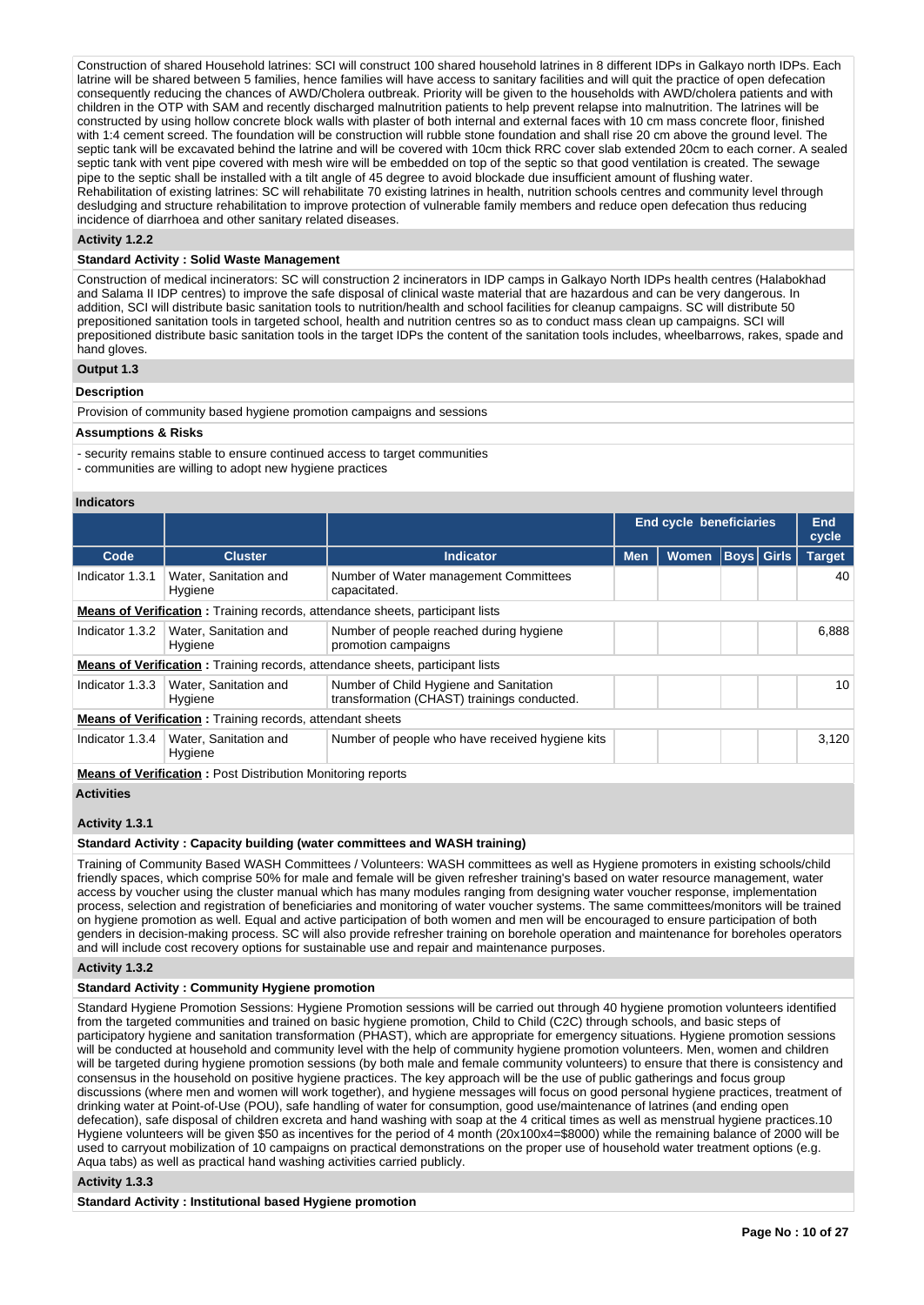Construction of shared Household latrines: SCI will construct 100 shared household latrines in 8 different IDPs in Galkayo north IDPs. Each latrine will be shared between 5 families, hence families will have access to sanitary facilities and will quit the practice of open defecation consequently reducing the chances of AWD/Cholera outbreak. Priority will be given to the households with AWD/cholera patients and with children in the OTP with SAM and recently discharged malnutrition patients to help prevent relapse into malnutrition. The latrines will be constructed by using hollow concrete block walls with plaster of both internal and external faces with 10 cm mass concrete floor, finished with 1:4 cement screed. The foundation will be construction will rubble stone foundation and shall rise 20 cm above the ground level. The septic tank will be excavated behind the latrine and will be covered with 10cm thick RRC cover slab extended 20cm to each corner. A sealed septic tank with vent pipe covered with mesh wire will be embedded on top of the septic so that good ventilation is created. The sewage pipe to the septic shall be installed with a tilt angle of 45 degree to avoid blockade due insufficient amount of flushing water.
Rehabilitation of existing latrines: SC will rehabilitate 70 existing latrines in health, nutrition schools centres and community level through desludging and structure rehabilitation to improve protection of vulnerable family members and reduce open defecation thus reducing incidence of diarrhoea and other sanitary related diseases.

**Activity 1.2.2**

**Standard Activity : Solid Waste Management**

Construction of medical incinerators: SC will construction 2 incinerators in IDP camps in Galkayo North IDPs health centres (Halabokhad and Salama II IDP centres) to improve the safe disposal of clinical waste material that are hazardous and can be very dangerous. In addition, SCI will distribute basic sanitation tools to nutrition/health and school facilities for cleanup campaigns. SC will distribute 50 prepositioned sanitation tools in targeted school, health and nutrition centres so as to conduct mass clean up campaigns. SCI will prepositioned distribute basic sanitation tools in the target IDPs the content of the sanitation tools includes, wheelbarrows, rakes, spade and hand gloves.

**Output 1.3**

**Description**

Provision of community based hygiene promotion campaigns and sessions

**Assumptions & Risks**

- security remains stable to ensure continued access to target communities
- communities are willing to adopt new hygiene practices

**Indicators**

| | | | End cycle beneficiaries | | | | End cycle |
|---|---|---|---|---|---|---|---|
| **Code** | **Cluster** | **Indicator** | **Men** | **Women** | **Boys** | **Girls** | **Target** |
| Indicator 1.3.1 | Water, Sanitation and Hygiene | Number of Water management Committees capacitated. | | | | | 40 |
| **Means of Verification** : Training records, attendance sheets, participant lists | | | | | | | |
| Indicator 1.3.2 | Water, Sanitation and Hygiene | Number of people reached during hygiene promotion campaigns | | | | | 6,888 |
| **Means of Verification** : Training records, attendance sheets, participant lists | | | | | | | |
| Indicator 1.3.3 | Water, Sanitation and Hygiene | Number of Child Hygiene and Sanitation transformation (CHAST) trainings conducted. | | | | | 10 |
| **Means of Verification** : Training records, attendant sheets | | | | | | | |
| Indicator 1.3.4 | Water, Sanitation and Hygiene | Number of people who have received hygiene kits | | | | | 3,120 |
| **Means of Verification** : Post Distribution Monitoring reports | | | | | | | |

**Activities**

**Activity 1.3.1**

**Standard Activity : Capacity building (water committees and WASH training)**

Training of Community Based WASH Committees / Volunteers: WASH committees as well as Hygiene promoters in existing schools/child friendly spaces, which comprise 50% for male and female will be given refresher training's based on water resource management, water access by voucher using the cluster manual which has many modules ranging from designing water voucher response, implementation process, selection and registration of beneficiaries and monitoring of water voucher systems. The same committees/monitors will be trained on hygiene promotion as well. Equal and active participation of both women and men will be encouraged to ensure participation of both genders in decision-making process. SC will also provide refresher training on borehole operation and maintenance for boreholes operators and will include cost recovery options for sustainable use and repair and maintenance purposes.

**Activity 1.3.2**

**Standard Activity : Community Hygiene promotion**

Standard Hygiene Promotion Sessions: Hygiene Promotion sessions will be carried out through 40 hygiene promotion volunteers identified from the targeted communities and trained on basic hygiene promotion, Child to Child (C2C) through schools, and basic steps of participatory hygiene and sanitation transformation (PHAST), which are appropriate for emergency situations. Hygiene promotion sessions will be conducted at household and community level with the help of community hygiene promotion volunteers. Men, women and children will be targeted during hygiene promotion sessions (by both male and female community volunteers) to ensure that there is consistency and consensus in the household on positive hygiene practices. The key approach will be the use of public gatherings and focus group discussions (where men and women will work together), and hygiene messages will focus on good personal hygiene practices, treatment of drinking water at Point-of-Use (POU), safe handling of water for consumption, good use/maintenance of latrines (and ending open defecation), safe disposal of children excreta and hand washing with soap at the 4 critical times as well as menstrual hygiene practices.10 Hygiene volunteers will be given $50 as incentives for the period of 4 month (20x100x4=$8000) while the remaining balance of 2000 will be used to carryout mobilization of 10 campaigns on practical demonstrations on the proper use of household water treatment options (e.g. Aqua tabs) as well as practical hand washing activities carried publicly.

**Activity 1.3.3**

**Standard Activity : Institutional based Hygiene promotion**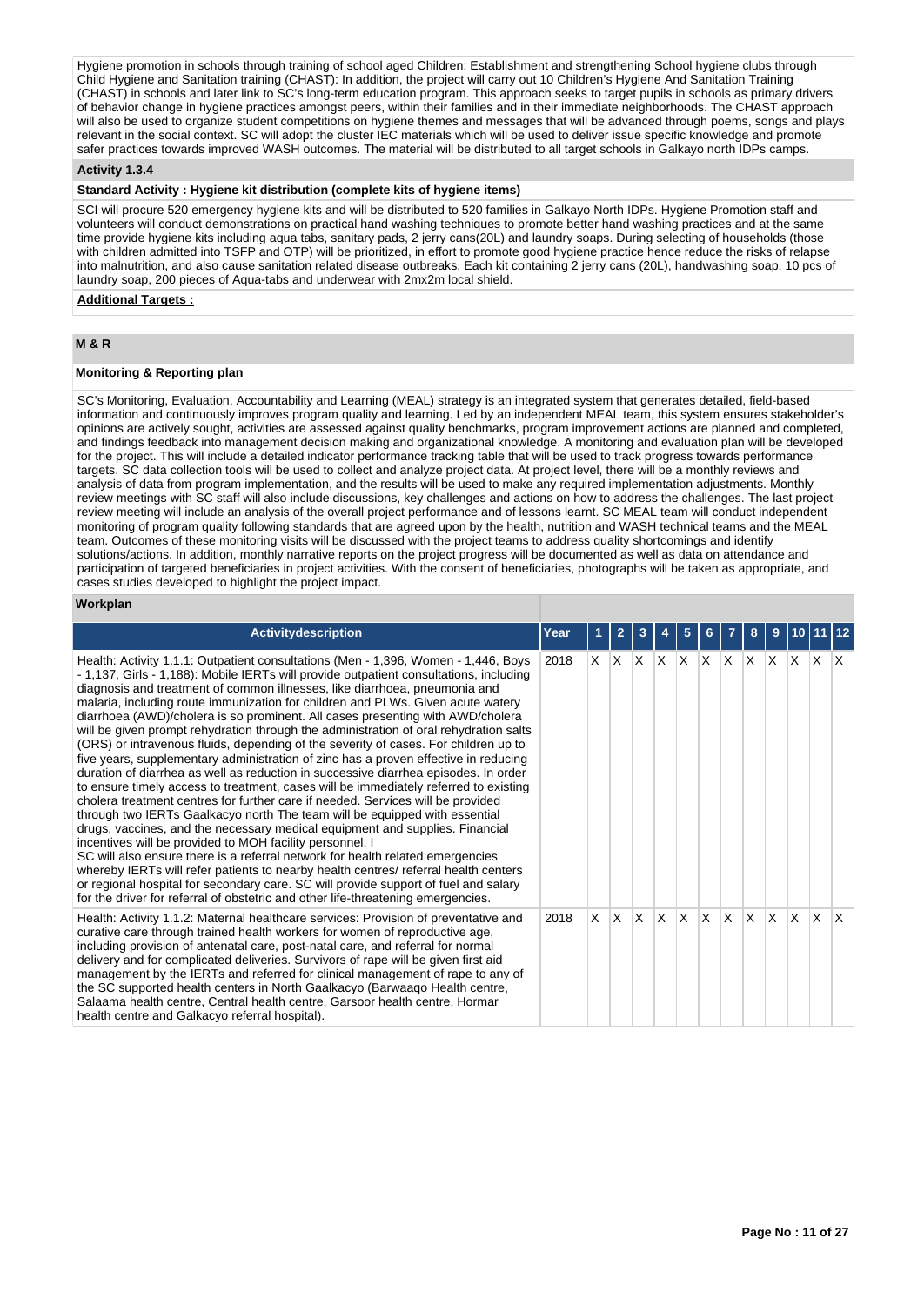Hygiene promotion in schools through training of school aged Children: Establishment and strengthening School hygiene clubs through Child Hygiene and Sanitation training (CHAST): In addition, the project will carry out 10 Children's Hygiene And Sanitation Training (CHAST) in schools and later link to SC's long-term education program. This approach seeks to target pupils in schools as primary drivers of behavior change in hygiene practices amongst peers, within their families and in their immediate neighborhoods. The CHAST approach will also be used to organize student competitions on hygiene themes and messages that will be advanced through poems, songs and plays relevant in the social context. SC will adopt the cluster IEC materials which will be used to deliver issue specific knowledge and promote safer practices towards improved WASH outcomes. The material will be distributed to all target schools in Galkayo north IDPs camps.

**Activity 1.3.4**

**Standard Activity : Hygiene kit distribution (complete kits of hygiene items)**

SCI will procure 520 emergency hygiene kits and will be distributed to 520 families in Galkayo North IDPs. Hygiene Promotion staff and volunteers will conduct demonstrations on practical hand washing techniques to promote better hand washing practices and at the same time provide hygiene kits including aqua tabs, sanitary pads, 2 jerry cans(20L) and laundry soaps. During selecting of households (those with children admitted into TSFP and OTP) will be prioritized, in effort to promote good hygiene practice hence reduce the risks of relapse into malnutrition, and also cause sanitation related disease outbreaks. Each kit containing 2 jerry cans (20L), handwashing soap, 10 pcs of laundry soap, 200 pieces of Aqua-tabs and underwear with 2mx2m local shield.

**Additional Targets :**

## M & R

**Monitoring & Reporting plan**

SC's Monitoring, Evaluation, Accountability and Learning (MEAL) strategy is an integrated system that generates detailed, field-based information and continuously improves program quality and learning. Led by an independent MEAL team, this system ensures stakeholder's opinions are actively sought, activities are assessed against quality benchmarks, program improvement actions are planned and completed, and findings feedback into management decision making and organizational knowledge. A monitoring and evaluation plan will be developed for the project. This will include a detailed indicator performance tracking table that will be used to track progress towards performance targets. SC data collection tools will be used to collect and analyze project data. At project level, there will be a monthly reviews and analysis of data from program implementation, and the results will be used to make any required implementation adjustments. Monthly review meetings with SC staff will also include discussions, key challenges and actions on how to address the challenges. The last project review meeting will include an analysis of the overall project performance and of lessons learnt. SC MEAL team will conduct independent monitoring of program quality following standards that are agreed upon by the health, nutrition and WASH technical teams and the MEAL team. Outcomes of these monitoring visits will be discussed with the project teams to address quality shortcomings and identify solutions/actions. In addition, monthly narrative reports on the project progress will be documented as well as data on attendance and participation of targeted beneficiaries in project activities. With the consent of beneficiaries, photographs will be taken as appropriate, and cases studies developed to highlight the project impact.

**Workplan**

| Activitydescription | Year | 1 | 2 | 3 | 4 | 5 | 6 | 7 | 8 | 9 | 10 | 11 | 12 |
|---|---|---|---|---|---|---|---|---|---|---|---|---|---|
| Health: Activity 1.1.1: Outpatient consultations (Men - 1,396, Women - 1,446, Boys - 1,137, Girls - 1,188): Mobile IERTs will provide outpatient consultations, including diagnosis and treatment of common illnesses, like diarrhoea, pneumonia and malaria, including route immunization for children and PLWs. Given acute watery diarrhoea (AWD)/cholera is so prominent. All cases presenting with AWD/cholera will be given prompt rehydration through the administration of oral rehydration salts (ORS) or intravenous fluids, depending of the severity of cases. For children up to five years, supplementary administration of zinc has a proven effective in reducing duration of diarrhea as well as reduction in successive diarrhea episodes. In order to ensure timely access to treatment, cases will be immediately referred to existing cholera treatment centres for further care if needed. Services will be provided through two IERTs Gaalkacyo north The team will be equipped with essential drugs, vaccines, and the necessary medical equipment and supplies. Financial incentives will be provided to MOH facility personnel. I<br>SC will also ensure there is a referral network for health related emergencies whereby IERTs will refer patients to nearby health centres/ referral health centers or regional hospital for secondary care. SC will provide support of fuel and salary for the driver for referral of obstetric and other life-threatening emergencies. | 2018 | X | X | X | X | X | X | X | X | X | X | X | X |
| Health: Activity 1.1.2: Maternal healthcare services: Provision of preventative and curative care through trained health workers for women of reproductive age, including provision of antenatal care, post-natal care, and referral for normal delivery and for complicated deliveries. Survivors of rape will be given first aid management by the IERTs and referred for clinical management of rape to any of the SC supported health centers in North Gaalkacyo (Barwaaqo Health centre, Salaama health centre, Central health centre, Garsoor health centre, Hormar health centre and Galkacyo referral hospital). | 2018 | X | X | X | X | X | X | X | X | X | X | X | X |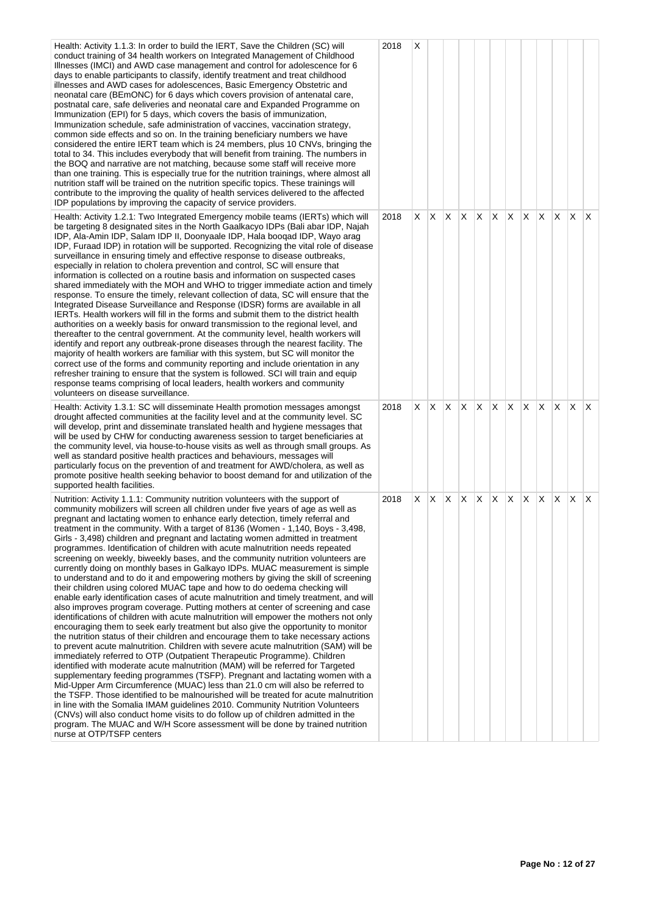| Health: Activity 1.1.3: In order to build the IERT, Save the Children (SC) will conduct training of 34 health workers on Integrated Management of Childhood Illnesses (IMCI) and AWD case management and control for adolescence for 6 days to enable participants to classify, identify treatment and treat childhood illnesses and AWD cases for adolescences, Basic Emergency Obstetric and neonatal care (BEmONC) for 6 days which covers provision of antenatal care, postnatal care, safe deliveries and neonatal care and Expanded Programme on Immunization (EPI) for 5 days, which covers the basis of immunization, Immunization schedule, safe administration of vaccines, vaccination strategy, common side effects and so on. In the training beneficiary numbers we have considered the entire IERT team which is 24 members, plus 10 CNVs, bringing the total to 34. This includes everybody that will benefit from training. The numbers in the BOQ and narrative are not matching, because some staff will receive more than one training. This is especially true for the nutrition trainings, where almost all nutrition staff will be trained on the nutrition specific topics. These trainings will contribute to the improving the quality of health services delivered to the affected IDP populations by improving the capacity of service providers. | 2018 | X | | | | | | | | | | | |
|---|---|---|---|---|---|---|---|---|---|---|---|---|---|
| Health: Activity 1.2.1: Two Integrated Emergency mobile teams (IERTs) which will be targeting 8 designated sites in the North Gaalkacyo IDPs (Bali abar IDP, Najah IDP, Ala-Amin IDP, Salam IDP II, Doonyaale IDP, Hala booqad IDP, Wayo arag IDP, Furaad IDP) in rotation will be supported. Recognizing the vital role of disease surveillance in ensuring timely and effective response to disease outbreaks, especially in relation to cholera prevention and control, SC will ensure that information is collected on a routine basis and information on suspected cases shared immediately with the MOH and WHO to trigger immediate action and timely response. To ensure the timely, relevant collection of data, SC will ensure that the Integrated Disease Surveillance and Response (IDSR) forms are available in all IERTs. Health workers will fill in the forms and submit them to the district health authorities on a weekly basis for onward transmission to the regional level, and thereafter to the central government. At the community level, health workers will identify and report any outbreak-prone diseases through the nearest facility. The majority of health workers are familiar with this system, but SC will monitor the correct use of the forms and community reporting and include orientation in any refresher training to ensure that the system is followed. SCI will train and equip response teams comprising of local leaders, health workers and community volunteers on disease surveillance. | 2018 | X | X | X | X | X | X | X | X | X | X | X | X |
| Health: Activity 1.3.1: SC will disseminate Health promotion messages amongst drought affected communities at the facility level and at the community level. SC will develop, print and disseminate translated health and hygiene messages that will be used by CHW for conducting awareness session to target beneficiaries at the community level, via house-to-house visits as well as through small groups. As well as standard positive health practices and behaviours, messages will particularly focus on the prevention of and treatment for AWD/cholera, as well as promote positive health seeking behavior to boost demand for and utilization of the supported health facilities. | 2018 | X | X | X | X | X | X | X | X | X | X | X | X |
| Nutrition: Activity 1.1.1: Community nutrition volunteers with the support of community mobilizers will screen all children under five years of age as well as pregnant and lactating women to enhance early detection, timely referral and treatment in the community. With a target of 8136 (Women - 1,140, Boys - 3,498, Girls - 3,498) children and pregnant and lactating women admitted in treatment programmes. Identification of children with acute malnutrition needs repeated screening on weekly, biweekly bases, and the community nutrition volunteers are currently doing on monthly bases in Galkayo IDPs. MUAC measurement is simple to understand and to do it and empowering mothers by giving the skill of screening their children using colored MUAC tape and how to do oedema checking will enable early identification cases of acute malnutrition and timely treatment, and will also improves program coverage. Putting mothers at center of screening and case identifications of children with acute malnutrition will empower the mothers not only encouraging them to seek early treatment but also give the opportunity to monitor the nutrition status of their children and encourage them to take necessary actions to prevent acute malnutrition. Children with severe acute malnutrition (SAM) will be immediately referred to OTP (Outpatient Therapeutic Programme). Children identified with moderate acute malnutrition (MAM) will be referred for Targeted supplementary feeding programmes (TSFP). Pregnant and lactating women with a Mid-Upper Arm Circumference (MUAC) less than 21.0 cm will also be referred to the TSFP. Those identified to be malnourished will be treated for acute malnutrition in line with the Somalia IMAM guidelines 2010. Community Nutrition Volunteers (CNVs) will also conduct home visits to do follow up of children admitted in the program. The MUAC and W/H Score assessment will be done by trained nutrition nurse at OTP/TSFP centers | 2018 | X | X | X | X | X | X | X | X | X | X | X | X |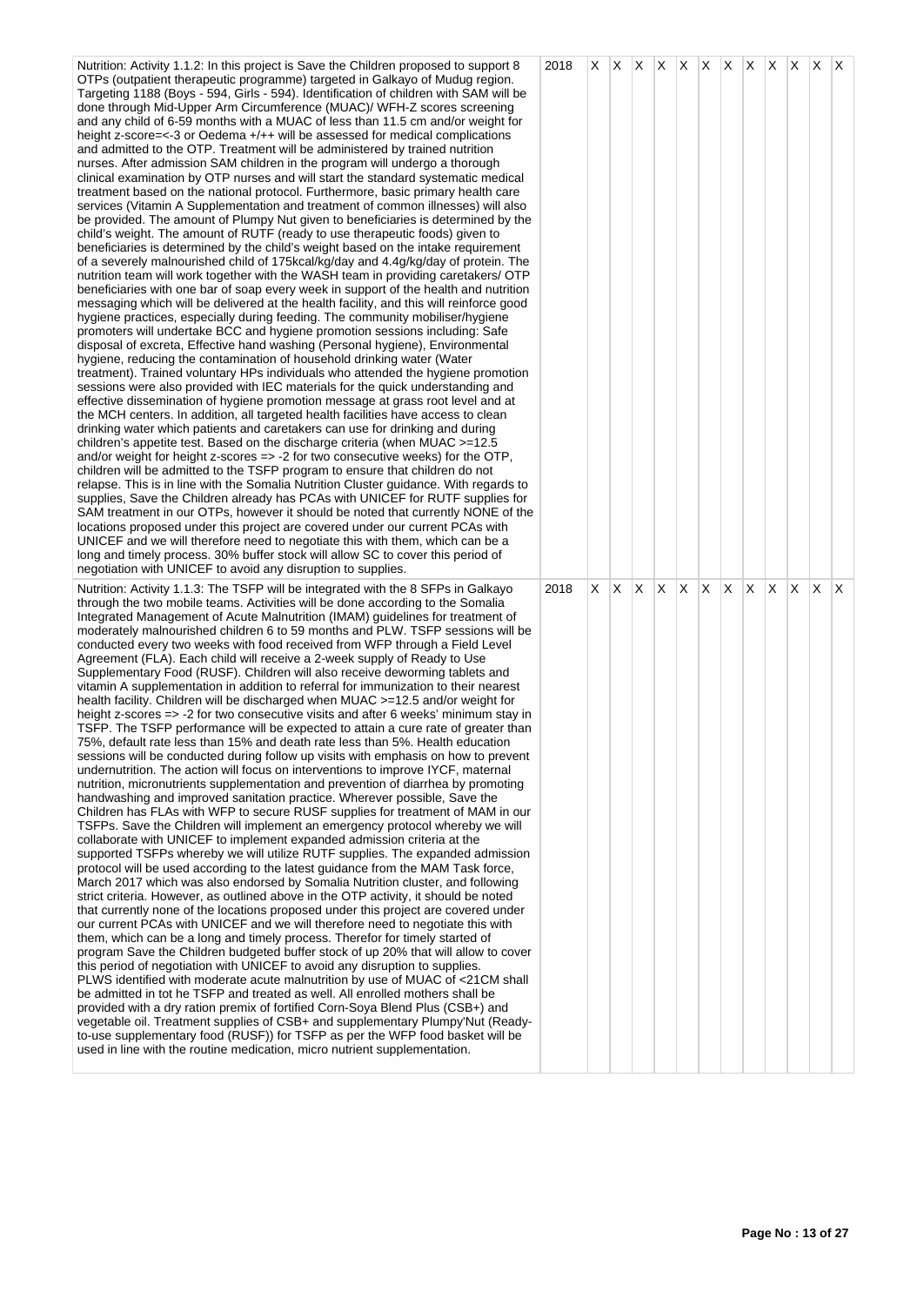| Activity | Year | | | | | | | | | | | | |
|---|---|---|---|---|---|---|---|---|---|---|---|---|---|
| Nutrition: Activity 1.1.2: In this project is Save the Children proposed to support 8 OTPs (outpatient therapeutic programme) targeted in Galkayo of Mudug region. Targeting 1188 (Boys - 594, Girls - 594). Identification of children with SAM will be done through Mid-Upper Arm Circumference (MUAC)/ WFH-Z scores screening and any child of 6-59 months with a MUAC of less than 11.5 cm and/or weight for height z-score=<-3 or Oedema +/++ will be assessed for medical complications and admitted to the OTP. Treatment will be administered by trained nutrition nurses. After admission SAM children in the program will undergo a thorough clinical examination by OTP nurses and will start the standard systematic medical treatment based on the national protocol. Furthermore, basic primary health care services (Vitamin A Supplementation and treatment of common illnesses) will also be provided. The amount of Plumpy Nut given to beneficiaries is determined by the child's weight. The amount of RUTF (ready to use therapeutic foods) given to beneficiaries is determined by the child's weight based on the intake requirement of a severely malnourished child of 175kcal/kg/day and 4.4g/kg/day of protein. The nutrition team will work together with the WASH team in providing caretakers/ OTP beneficiaries with one bar of soap every week in support of the health and nutrition messaging which will be delivered at the health facility, and this will reinforce good hygiene practices, especially during feeding. The community mobiliser/hygiene promoters will undertake BCC and hygiene promotion sessions including: Safe disposal of excreta, Effective hand washing (Personal hygiene), Environmental hygiene, reducing the contamination of household drinking water (Water treatment). Trained voluntary HPs individuals who attended the hygiene promotion sessions were also provided with IEC materials for the quick understanding and effective dissemination of hygiene promotion message at grass root level and at the MCH centers. In addition, all targeted health facilities have access to clean drinking water which patients and caretakers can use for drinking and during children's appetite test. Based on the discharge criteria (when MUAC >=12.5 and/or weight for height z-scores => -2 for two consecutive weeks) for the OTP, children will be admitted to the TSFP program to ensure that children do not relapse. This is in line with the Somalia Nutrition Cluster guidance. With regards to supplies, Save the Children already has PCAs with UNICEF for RUTF supplies for SAM treatment in our OTPs, however it should be noted that currently NONE of the locations proposed under this project are covered under our current PCAs with UNICEF and we will therefore need to negotiate this with them, which can be a long and timely process. 30% buffer stock will allow SC to cover this period of negotiation with UNICEF to avoid any disruption to supplies. | 2018 | X | X | X | X | X | X | X | X | X | X | X | X |
| Nutrition: Activity 1.1.3: The TSFP will be integrated with the 8 SFPs in Galkayo through the two mobile teams. Activities will be done according to the Somalia Integrated Management of Acute Malnutrition (IMAM) guidelines for treatment of moderately malnourished children 6 to 59 months and PLW. TSFP sessions will be conducted every two weeks with food received from WFP through a Field Level Agreement (FLA). Each child will receive a 2-week supply of Ready to Use Supplementary Food (RUSF). Children will also receive deworming tablets and vitamin A supplementation in addition to referral for immunization to their nearest health facility. Children will be discharged when MUAC >=12.5 and/or weight for height z-scores => -2 for two consecutive visits and after 6 weeks' minimum stay in TSFP. The TSFP performance will be expected to attain a cure rate of greater than 75%, default rate less than 15% and death rate less than 5%. Health education sessions will be conducted during follow up visits with emphasis on how to prevent undernutrition. The action will focus on interventions to improve IYCF, maternal nutrition, micronutrients supplementation and prevention of diarrhea by promoting handwashing and improved sanitation practice. Wherever possible, Save the Children has FLAs with WFP to secure RUSF supplies for treatment of MAM in our TSFPs. Save the Children will implement an emergency protocol whereby we will collaborate with UNICEF to implement expanded admission criteria at the supported TSFPs whereby we will utilize RUTF supplies. The expanded admission protocol will be used according to the latest guidance from the MAM Task force, March 2017 which was also endorsed by Somalia Nutrition cluster, and following strict criteria. However, as outlined above in the OTP activity, it should be noted that currently none of the locations proposed under this project are covered under our current PCAs with UNICEF and we will therefore need to negotiate this with them, which can be a long and timely process. Therefor for timely started of program Save the Children budgeted buffer stock of up 20% that will allow to cover this period of negotiation with UNICEF to avoid any disruption to supplies. PLWS identified with moderate acute malnutrition by use of MUAC of <21CM shall be admitted in tot he TSFP and treated as well. All enrolled mothers shall be provided with a dry ration premix of fortified Corn-Soya Blend Plus (CSB+) and vegetable oil. Treatment supplies of CSB+ and supplementary Plumpy'Nut (Ready-to-use supplementary food (RUSF)) for TSFP as per the WFP food basket will be used in line with the routine medication, micro nutrient supplementation. | 2018 | X | X | X | X | X | X | X | X | X | X | X | X |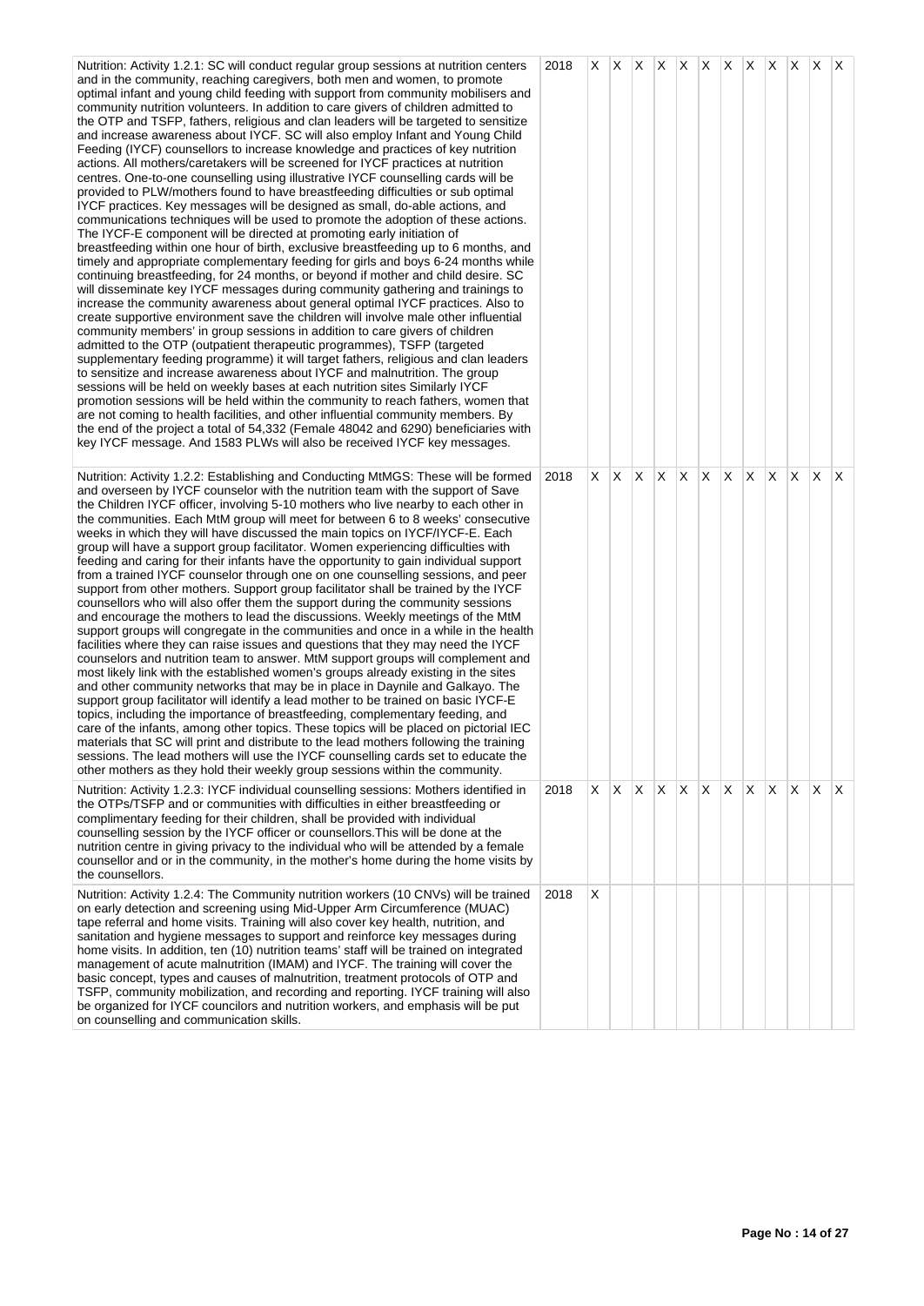| | | | | | | | | | | | | | |
|---|---|---|---|---|---|---|---|---|---|---|---|---|---|
| Nutrition: Activity 1.2.1: SC will conduct regular group sessions at nutrition centers and in the community, reaching caregivers, both men and women, to promote optimal infant and young child feeding with support from community mobilisers and community nutrition volunteers. In addition to care givers of children admitted to the OTP and TSFP, fathers, religious and clan leaders will be targeted to sensitize and increase awareness about IYCF. SC will also employ Infant and Young Child Feeding (IYCF) counsellors to increase knowledge and practices of key nutrition actions. All mothers/caretakers will be screened for IYCF practices at nutrition centres. One-to-one counselling using illustrative IYCF counselling cards will be provided to PLW/mothers found to have breastfeeding difficulties or sub optimal IYCF practices. Key messages will be designed as small, do-able actions, and communications techniques will be used to promote the adoption of these actions. The IYCF-E component will be directed at promoting early initiation of breastfeeding within one hour of birth, exclusive breastfeeding up to 6 months, and timely and appropriate complementary feeding for girls and boys 6-24 months while continuing breastfeeding, for 24 months, or beyond if mother and child desire. SC will disseminate key IYCF messages during community gathering and trainings to increase the community awareness about general optimal IYCF practices. Also to create supportive environment save the children will involve male other influential community members' in group sessions in addition to care givers of children admitted to the OTP (outpatient therapeutic programmes), TSFP (targeted supplementary feeding programme) it will target fathers, religious and clan leaders to sensitize and increase awareness about IYCF and malnutrition. The group sessions will be held on weekly bases at each nutrition sites Similarly IYCF promotion sessions will be held within the community to reach fathers, women that are not coming to health facilities, and other influential community members. By the end of the project a total of 54,332 (Female 48042 and 6290) beneficiaries with key IYCF message. And 1583 PLWs will also be received IYCF key messages. | 2018 | X | X | X | X | X | X | X | X | X | X | X | X |
| Nutrition: Activity 1.2.2: Establishing and Conducting MtMGS: These will be formed and overseen by IYCF counselor with the nutrition team with the support of Save the Children IYCF officer, involving 5-10 mothers who live nearby to each other in the communities. Each MtM group will meet for between 6 to 8 weeks' consecutive weeks in which they will have discussed the main topics on IYCF/IYCF-E. Each group will have a support group facilitator. Women experiencing difficulties with feeding and caring for their infants have the opportunity to gain individual support from a trained IYCF counselor through one on one counselling sessions, and peer support from other mothers. Support group facilitator shall be trained by the IYCF counsellors who will also offer them the support during the community sessions and encourage the mothers to lead the discussions. Weekly meetings of the MtM support groups will congregate in the communities and once in a while in the health facilities where they can raise issues and questions that they may need the IYCF counselors and nutrition team to answer. MtM support groups will complement and most likely link with the established women's groups already existing in the sites and other community networks that may be in place in Daynile and Galkayo. The support group facilitator will identify a lead mother to be trained on basic IYCF-E topics, including the importance of breastfeeding, complementary feeding, and care of the infants, among other topics. These topics will be placed on pictorial IEC materials that SC will print and distribute to the lead mothers following the training sessions. The lead mothers will use the IYCF counselling cards set to educate the other mothers as they hold their weekly group sessions within the community. | 2018 | X | X | X | X | X | X | X | X | X | X | X | X |
| Nutrition: Activity 1.2.3: IYCF individual counselling sessions: Mothers identified in the OTPs/TSFP and or communities with difficulties in either breastfeeding or complimentary feeding for their children, shall be provided with individual counselling session by the IYCF officer or counsellors.This will be done at the nutrition centre in giving privacy to the individual who will be attended by a female counsellor and or in the community, in the mother's home during the home visits by the counsellors. | 2018 | X | X | X | X | X | X | X | X | X | X | X | X |
| Nutrition: Activity 1.2.4: The Community nutrition workers (10 CNVs) will be trained on early detection and screening using Mid-Upper Arm Circumference (MUAC) tape referral and home visits. Training will also cover key health, nutrition, and sanitation and hygiene messages to support and reinforce key messages during home visits. In addition, ten (10) nutrition teams' staff will be trained on integrated management of acute malnutrition (IMAM) and IYCF. The training will cover the basic concept, types and causes of malnutrition, treatment protocols of OTP and TSFP, community mobilization, and recording and reporting. IYCF training will also be organized for IYCF councilors and nutrition workers, and emphasis will be put on counselling and communication skills. | 2018 | X | | | | | | | | | | | |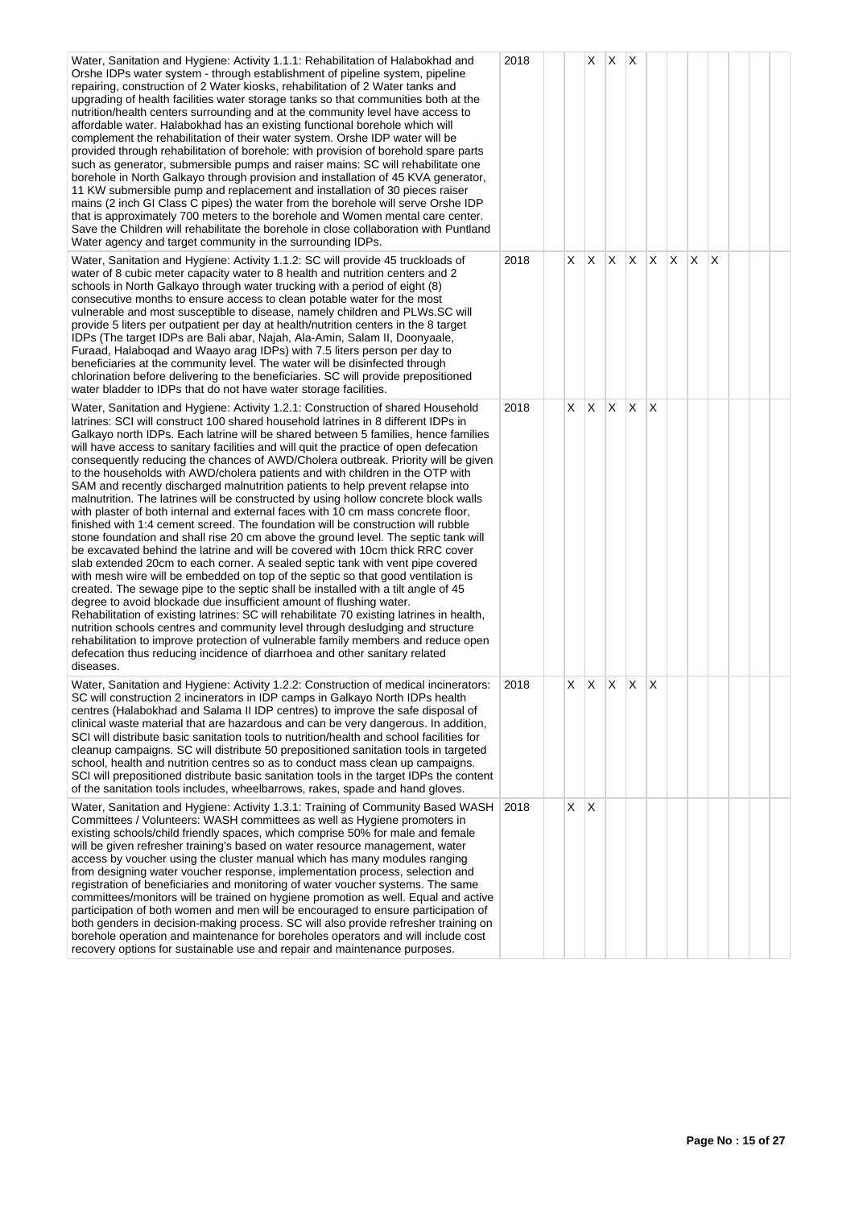| | | | | | | | | | | | | | |
|---|---|---|---|---|---|---|---|---|---|---|---|---|---|
| Water, Sanitation and Hygiene: Activity 1.1.1: Rehabilitation of Halabokhad and Orshe IDPs water system - through establishment of pipeline system, pipeline repairing, construction of 2 Water kiosks, rehabilitation of 2 Water tanks and upgrading of health facilities water storage tanks so that communities both at the nutrition/health centers surrounding and at the community level have access to affordable water. Halabokhad has an existing functional borehole which will complement the rehabilitation of their water system. Orshe IDP water will be provided through rehabilitation of borehole: with provision of borehold spare parts such as generator, submersible pumps and raiser mains: SC will rehabilitate one borehole in North Galkayo through provision and installation of 45 KVA generator, 11 KW submersible pump and replacement and installation of 30 pieces raiser mains (2 inch GI Class C pipes) the water from the borehole will serve Orshe IDP that is approximately 700 meters to the borehole and Women mental care center. Save the Children will rehabilitate the borehole in close collaboration with Puntland Water agency and target community in the surrounding IDPs. | 2018 | | | X | X | X | | | | | | | |
| Water, Sanitation and Hygiene: Activity 1.1.2: SC will provide 45 truckloads of water of 8 cubic meter capacity water to 8 health and nutrition centers and 2 schools in North Galkayo through water trucking with a period of eight (8) consecutive months to ensure access to clean potable water for the most vulnerable and most susceptible to disease, namely children and PLWs.SC will provide 5 liters per outpatient per day at health/nutrition centers in the 8 target IDPs (The target IDPs are Bali abar, Najah, Ala-Amin, Salam II, Doonyaale, Furaad, Halaboqad and Waayo arag IDPs) with 7.5 liters person per day to beneficiaries at the community level. The water will be disinfected through chlorination before delivering to the beneficiaries. SC will provide prepositioned water bladder to IDPs that do not have water storage facilities. | 2018 | | X | X | X | X | X | X | X | X | | | |
| Water, Sanitation and Hygiene: Activity 1.2.1: Construction of shared Household latrines: SCI will construct 100 shared household latrines in 8 different IDPs in Galkayo north IDPs. Each latrine will be shared between 5 families, hence families will have access to sanitary facilities and will quit the practice of open defecation consequently reducing the chances of AWD/Cholera outbreak. Priority will be given to the households with AWD/cholera patients and with children in the OTP with SAM and recently discharged malnutrition patients to help prevent relapse into malnutrition. The latrines will be constructed by using hollow concrete block walls with plaster of both internal and external faces with 10 cm mass concrete floor, finished with 1:4 cement screed. The foundation will be construction will rubble stone foundation and shall rise 20 cm above the ground level. The septic tank will be excavated behind the latrine and will be covered with 10cm thick RRC cover slab extended 20cm to each corner. A sealed septic tank with vent pipe covered with mesh wire will be embedded on top of the septic so that good ventilation is created. The sewage pipe to the septic shall be installed with a tilt angle of 45 degree to avoid blockade due insufficient amount of flushing water.<br>Rehabilitation of existing latrines: SC will rehabilitate 70 existing latrines in health, nutrition schools centres and community level through desludging and structure rehabilitation to improve protection of vulnerable family members and reduce open defecation thus reducing incidence of diarrhoea and other sanitary related diseases. | 2018 | | X | X | X | X | X | | | | | | |
| Water, Sanitation and Hygiene: Activity 1.2.2: Construction of medical incinerators: SC will construction 2 incinerators in IDP camps in Galkayo North IDPs health centres (Halabokhad and Salama II IDP centres) to improve the safe disposal of clinical waste material that are hazardous and can be very dangerous. In addition, SCI will distribute basic sanitation tools to nutrition/health and school facilities for cleanup campaigns. SC will distribute 50 prepositioned sanitation tools in targeted school, health and nutrition centres so as to conduct mass clean up campaigns. SCI will prepositioned distribute basic sanitation tools in the target IDPs the content of the sanitation tools includes, wheelbarrows, rakes, spade and hand gloves. | 2018 | | X | X | X | X | X | | | | | | |
| Water, Sanitation and Hygiene: Activity 1.3.1: Training of Community Based WASH Committees / Volunteers: WASH committees as well as Hygiene promoters in existing schools/child friendly spaces, which comprise 50% for male and female will be given refresher training's based on water resource management, water access by voucher using the cluster manual which has many modules ranging from designing water voucher response, implementation process, selection and registration of beneficiaries and monitoring of water voucher systems. The same committees/monitors will be trained on hygiene promotion as well. Equal and active participation of both women and men will be encouraged to ensure participation of both genders in decision-making process. SC will also provide refresher training on borehole operation and maintenance for boreholes operators and will include cost recovery options for sustainable use and repair and maintenance purposes. | 2018 | | X | X | | | | | | | | | |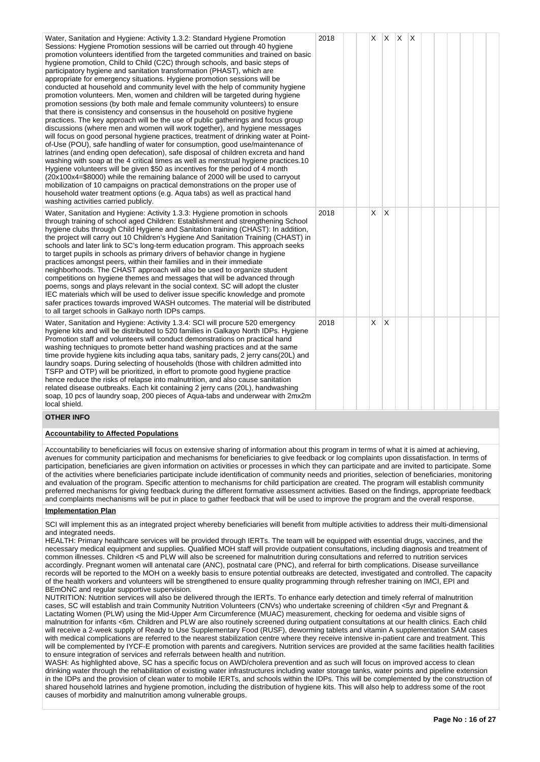| | | | | | | | | | | | | | |
|---|---|---|---|---|---|---|---|---|---|---|---|---|---|
| Water, Sanitation and Hygiene: Activity 1.3.2: Standard Hygiene Promotion Sessions: Hygiene Promotion sessions will be carried out through 40 hygiene promotion volunteers identified from the targeted communities and trained on basic hygiene promotion, Child to Child (C2C) through schools, and basic steps of participatory hygiene and sanitation transformation (PHAST), which are appropriate for emergency situations. Hygiene promotion sessions will be conducted at household and community level with the help of community hygiene promotion volunteers. Men, women and children will be targeted during hygiene promotion sessions (by both male and female community volunteers) to ensure that there is consistency and consensus in the household on positive hygiene practices. The key approach will be the use of public gatherings and focus group discussions (where men and women will work together), and hygiene messages will focus on good personal hygiene practices, treatment of drinking water at Point-of-Use (POU), safe handling of water for consumption, good use/maintenance of latrines (and ending open defecation), safe disposal of children excreta and hand washing with soap at the 4 critical times as well as menstrual hygiene practices.10 Hygiene volunteers will be given $50 as incentives for the period of 4 month (20x100x4=$8000) while the remaining balance of 2000 will be used to carryout mobilization of 10 campaigns on practical demonstrations on the proper use of household water treatment options (e.g. Aqua tabs) as well as practical hand washing activities carried publicly. | 2018 | | | X | X | X | X | | | | | | |
| Water, Sanitation and Hygiene: Activity 1.3.3: Hygiene promotion in schools through training of school aged Children: Establishment and strengthening School hygiene clubs through Child Hygiene and Sanitation training (CHAST): In addition, the project will carry out 10 Children's Hygiene And Sanitation Training (CHAST) in schools and later link to SC's long-term education program. This approach seeks to target pupils in schools as primary drivers of behavior change in hygiene practices amongst peers, within their families and in their immediate neighborhoods. The CHAST approach will also be used to organize student competitions on hygiene themes and messages that will be advanced through poems, songs and plays relevant in the social context. SC will adopt the cluster IEC materials which will be used to deliver issue specific knowledge and promote safer practices towards improved WASH outcomes. The material will be distributed to all target schools in Galkayo north IDPs camps. | 2018 | | | X | X | | | | | | | | |
| Water, Sanitation and Hygiene: Activity 1.3.4: SCI will procure 520 emergency hygiene kits and will be distributed to 520 families in Galkayo North IDPs. Hygiene Promotion staff and volunteers will conduct demonstrations on practical hand washing techniques to promote better hand washing practices and at the same time provide hygiene kits including aqua tabs, sanitary pads, 2 jerry cans(20L) and laundry soaps. During selecting of households (those with children admitted into TSFP and OTP) will be prioritized, in effort to promote good hygiene practice hence reduce the risks of relapse into malnutrition, and also cause sanitation related disease outbreaks. Each kit containing 2 jerry cans (20L), handwashing soap, 10 pcs of laundry soap, 200 pieces of Aqua-tabs and underwear with 2mx2m local shield. | 2018 | | | X | X | | | | | | | | |

## OTHER INFO

**Accountability to Affected Populations**

Accountability to beneficiaries will focus on extensive sharing of information about this program in terms of what it is aimed at achieving, avenues for community participation and mechanisms for beneficiaries to give feedback or log complaints upon dissatisfaction. In terms of participation, beneficiaries are given information on activities or processes in which they can participate and are invited to participate. Some of the activities where beneficiaries participate include identification of community needs and priorities, selection of beneficiaries, monitoring and evaluation of the program. Specific attention to mechanisms for child participation are created. The program will establish community preferred mechanisms for giving feedback during the different formative assessment activities. Based on the findings, appropriate feedback and complaints mechanisms will be put in place to gather feedback that will be used to improve the program and the overall response.

**Implementation Plan**

SCI will implement this as an integrated project whereby beneficiaries will benefit from multiple activities to address their multi-dimensional and integrated needs.
HEALTH: Primary healthcare services will be provided through IERTs. The team will be equipped with essential drugs, vaccines, and the necessary medical equipment and supplies. Qualified MOH staff will provide outpatient consultations, including diagnosis and treatment of common illnesses. Children <5 and PLW will also be screened for malnutrition during consultations and referred to nutrition services accordingly. Pregnant women will antenatal care (ANC), postnatal care (PNC), and referral for birth complications. Disease surveillance records will be reported to the MOH on a weekly basis to ensure potential outbreaks are detected, investigated and controlled. The capacity of the health workers and volunteers will be strengthened to ensure quality programming through refresher training on IMCI, EPI and BEmONC and regular supportive supervision.
NUTRITION: Nutrition services will also be delivered through the IERTs. To enhance early detection and timely referral of malnutrition cases, SC will establish and train Community Nutrition Volunteers (CNVs) who undertake screening of children <5yr and Pregnant & Lactating Women (PLW) using the Mid-Upper Arm Circumference (MUAC) measurement, checking for oedema and visible signs of malnutrition for infants <6m. Children and PLW are also routinely screened during outpatient consultations at our health clinics. Each child will receive a 2-week supply of Ready to Use Supplementary Food (RUSF), deworming tablets and vitamin A supplementation SAM cases with medical complications are referred to the nearest stabilization centre where they receive intensive in-patient care and treatment. This will be complemented by IYCF-E promotion with parents and caregivers. Nutrition services are provided at the same facilities health facilities to ensure integration of services and referrals between health and nutrition.
WASH: As highlighted above, SC has a specific focus on AWD/cholera prevention and as such will focus on improved access to clean drinking water through the rehabilitation of existing water infrastructures including water storage tanks, water points and pipeline extension in the IDPs and the provision of clean water to mobile IERTs, and schools within the IDPs. This will be complemented by the construction of shared household latrines and hygiene promotion, including the distribution of hygiene kits. This will also help to address some of the root causes of morbidity and malnutrition among vulnerable groups.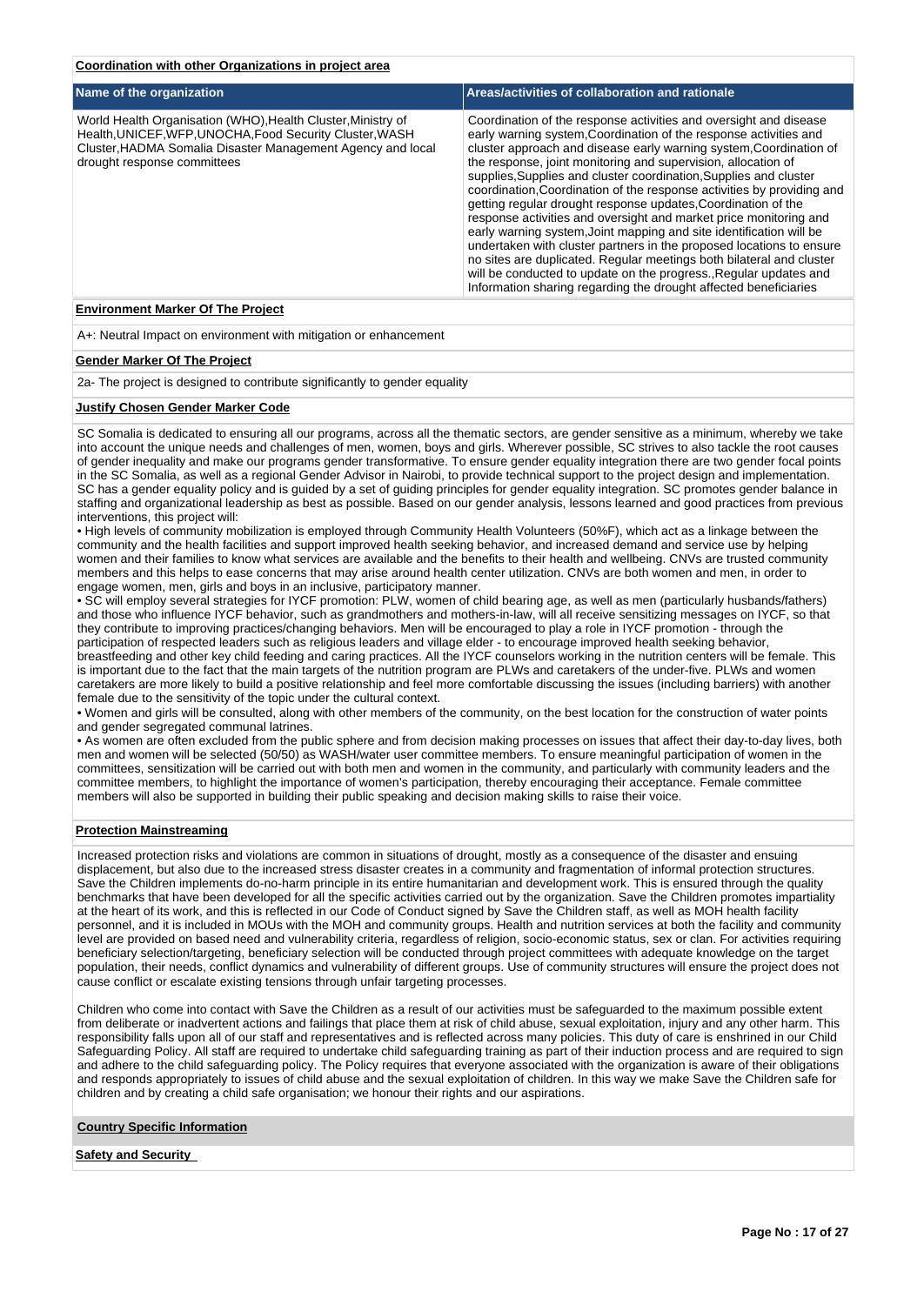**Coordination with other Organizations in project area**

| Name of the organization | Areas/activities of collaboration and rationale |
| --- | --- |
| World Health Organisation (WHO),Health Cluster,Ministry of Health,UNICEF,WFP,UNOCHA,Food Security Cluster,WASH Cluster,HADMA Somalia Disaster Management Agency and local drought response committees | Coordination of the response activities and oversight and disease early warning system,Coordination of the response activities and cluster approach and disease early warning system,Coordination of the response, joint monitoring and supervision, allocation of supplies,Supplies and cluster coordination,Supplies and cluster coordination,Coordination of the response activities by providing and getting regular drought response updates,Coordination of the response activities and oversight and market price monitoring and early warning system,Joint mapping and site identification will be undertaken with cluster partners in the proposed locations to ensure no sites are duplicated. Regular meetings both bilateral and cluster will be conducted to update on the progress.,Regular updates and Information sharing regarding the drought affected beneficiaries |

**Environment Marker Of The Project**

A+: Neutral Impact on environment with mitigation or enhancement

**Gender Marker Of The Project**

2a- The project is designed to contribute significantly to gender equality

**Justify Chosen Gender Marker Code**

SC Somalia is dedicated to ensuring all our programs, across all the thematic sectors, are gender sensitive as a minimum, whereby we take into account the unique needs and challenges of men, women, boys and girls. Wherever possible, SC strives to also tackle the root causes of gender inequality and make our programs gender transformative. To ensure gender equality integration there are two gender focal points in the SC Somalia, as well as a regional Gender Advisor in Nairobi, to provide technical support to the project design and implementation. SC has a gender equality policy and is guided by a set of guiding principles for gender equality integration. SC promotes gender balance in staffing and organizational leadership as best as possible. Based on our gender analysis, lessons learned and good practices from previous interventions, this project will:

• High levels of community mobilization is employed through Community Health Volunteers (50%F), which act as a linkage between the community and the health facilities and support improved health seeking behavior, and increased demand and service use by helping women and their families to know what services are available and the benefits to their health and wellbeing. CNVs are trusted community members and this helps to ease concerns that may arise around health center utilization. CNVs are both women and men, in order to engage women, men, girls and boys in an inclusive, participatory manner.

• SC will employ several strategies for IYCF promotion: PLW, women of child bearing age, as well as men (particularly husbands/fathers) and those who influence IYCF behavior, such as grandmothers and mothers-in-law, will all receive sensitizing messages on IYCF, so that they contribute to improving practices/changing behaviors. Men will be encouraged to play a role in IYCF promotion - through the participation of respected leaders such as religious leaders and village elder - to encourage improved health seeking behavior, breastfeeding and other key child feeding and caring practices. All the IYCF counselors working in the nutrition centers will be female. This is important due to the fact that the main targets of the nutrition program are PLWs and caretakers of the under-five. PLWs and women caretakers are more likely to build a positive relationship and feel more comfortable discussing the issues (including barriers) with another female due to the sensitivity of the topic under the cultural context.

• Women and girls will be consulted, along with other members of the community, on the best location for the construction of water points and gender segregated communal latrines.

• As women are often excluded from the public sphere and from decision making processes on issues that affect their day-to-day lives, both men and women will be selected (50/50) as WASH/water user committee members. To ensure meaningful participation of women in the committees, sensitization will be carried out with both men and women in the community, and particularly with community leaders and the committee members, to highlight the importance of women's participation, thereby encouraging their acceptance. Female committee members will also be supported in building their public speaking and decision making skills to raise their voice.

**Protection Mainstreaming**

Increased protection risks and violations are common in situations of drought, mostly as a consequence of the disaster and ensuing displacement, but also due to the increased stress disaster creates in a community and fragmentation of informal protection structures. Save the Children implements do-no-harm principle in its entire humanitarian and development work. This is ensured through the quality benchmarks that have been developed for all the specific activities carried out by the organization. Save the Children promotes impartiality at the heart of its work, and this is reflected in our Code of Conduct signed by Save the Children staff, as well as MOH health facility personnel, and it is included in MOUs with the MOH and community groups. Health and nutrition services at both the facility and community level are provided on based need and vulnerability criteria, regardless of religion, socio-economic status, sex or clan. For activities requiring beneficiary selection/targeting, beneficiary selection will be conducted through project committees with adequate knowledge on the target population, their needs, conflict dynamics and vulnerability of different groups. Use of community structures will ensure the project does not cause conflict or escalate existing tensions through unfair targeting processes.

Children who come into contact with Save the Children as a result of our activities must be safeguarded to the maximum possible extent from deliberate or inadvertent actions and failings that place them at risk of child abuse, sexual exploitation, injury and any other harm. This responsibility falls upon all of our staff and representatives and is reflected across many policies. This duty of care is enshrined in our Child Safeguarding Policy. All staff are required to undertake child safeguarding training as part of their induction process and are required to sign and adhere to the child safeguarding policy. The Policy requires that everyone associated with the organization is aware of their obligations and responds appropriately to issues of child abuse and the sexual exploitation of children. In this way we make Save the Children safe for children and by creating a child safe organisation; we honour their rights and our aspirations.

**Country Specific Information**

**Safety and Security**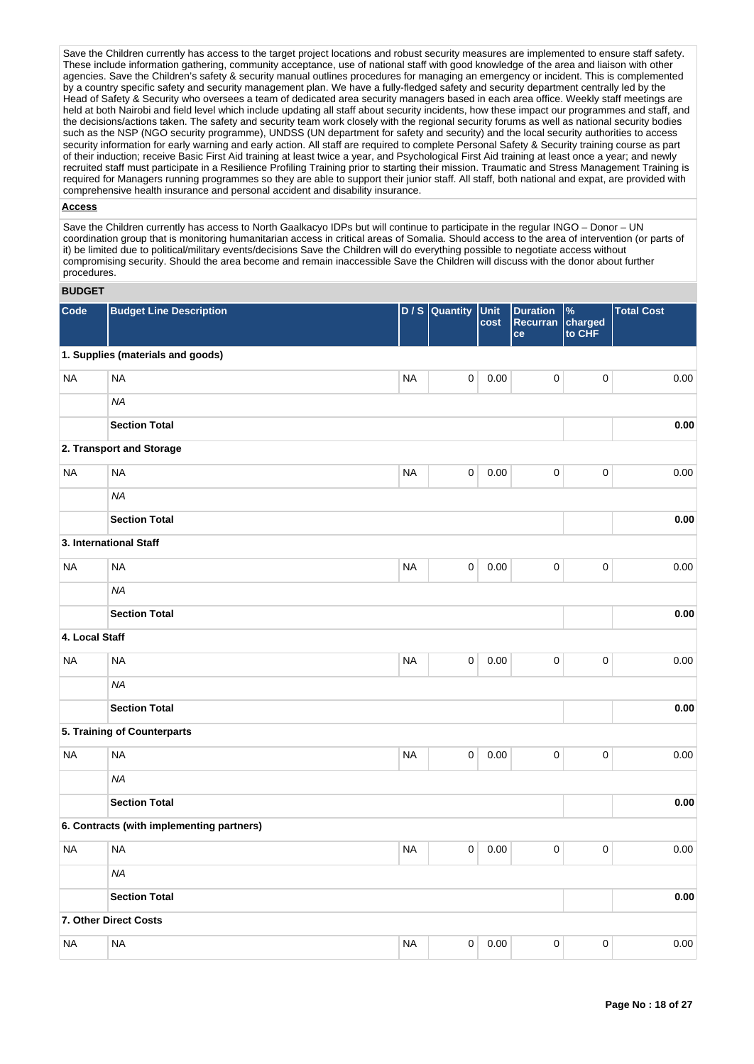Save the Children currently has access to the target project locations and robust security measures are implemented to ensure staff safety. These include information gathering, community acceptance, use of national staff with good knowledge of the area and liaison with other agencies. Save the Children's safety & security manual outlines procedures for managing an emergency or incident. This is complemented by a country specific safety and security management plan. We have a fully-fledged safety and security department centrally led by the Head of Safety & Security who oversees a team of dedicated area security managers based in each area office. Weekly staff meetings are held at both Nairobi and field level which include updating all staff about security incidents, how these impact our programmes and staff, and the decisions/actions taken. The safety and security team work closely with the regional security forums as well as national security bodies such as the NSP (NGO security programme), UNDSS (UN department for safety and security) and the local security authorities to access security information for early warning and early action. All staff are required to complete Personal Safety & Security training course as part of their induction; receive Basic First Aid training at least twice a year, and Psychological First Aid training at least once a year; and newly recruited staff must participate in a Resilience Profiling Training prior to starting their mission. Traumatic and Stress Management Training is required for Managers running programmes so they are able to support their junior staff. All staff, both national and expat, are provided with comprehensive health insurance and personal accident and disability insurance.

**Access**

Save the Children currently has access to North Gaalkacyo IDPs but will continue to participate in the regular INGO – Donor – UN coordination group that is monitoring humanitarian access in critical areas of Somalia. Should access to the area of intervention (or parts of it) be limited due to political/military events/decisions Save the Children will do everything possible to negotiate access without compromising security. Should the area become and remain inaccessible Save the Children will discuss with the donor about further procedures.

**BUDGET**

| Code | Budget Line Description | D / S | Quantity | Unit cost | Duration Recurrance | % charged to CHF | Total Cost |
|---|---|---|---|---|---|---|---|
| **1. Supplies (materials and goods)** | | | | | | | |
| NA | NA | NA | 0 | 0.00 | 0 | 0 | 0.00 |
| | *NA* | | | | | | |
| | **Section Total** | | | | | | **0.00** |
| **2. Transport and Storage** | | | | | | | |
| NA | NA | NA | 0 | 0.00 | 0 | 0 | 0.00 |
| | *NA* | | | | | | |
| | **Section Total** | | | | | | **0.00** |
| **3. International Staff** | | | | | | | |
| NA | NA | NA | 0 | 0.00 | 0 | 0 | 0.00 |
| | *NA* | | | | | | |
| | **Section Total** | | | | | | **0.00** |
| **4. Local Staff** | | | | | | | |
| NA | NA | NA | 0 | 0.00 | 0 | 0 | 0.00 |
| | *NA* | | | | | | |
| | **Section Total** | | | | | | **0.00** |
| **5. Training of Counterparts** | | | | | | | |
| NA | NA | NA | 0 | 0.00 | 0 | 0 | 0.00 |
| | *NA* | | | | | | |
| | **Section Total** | | | | | | **0.00** |
| **6. Contracts (with implementing partners)** | | | | | | | |
| NA | NA | NA | 0 | 0.00 | 0 | 0 | 0.00 |
| | *NA* | | | | | | |
| | **Section Total** | | | | | | **0.00** |
| **7. Other Direct Costs** | | | | | | | |
| NA | NA | NA | 0 | 0.00 | 0 | 0 | 0.00 |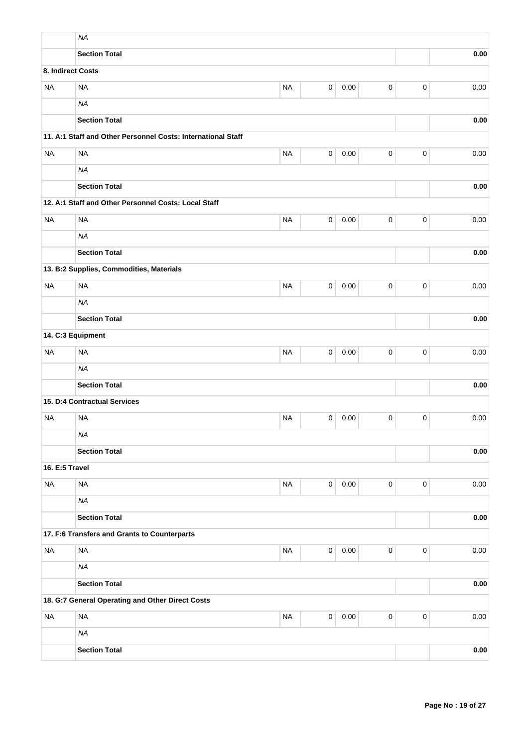| | | | | | | | |
|---|---|---|---|---|---|---|---|
| | *NA* | | | | | | |
| | **Section Total** | | | | | | **0.00** |
| **8. Indirect Costs** | | | | | | | |
| NA | NA | NA | 0 | 0.00 | 0 | 0 | 0.00 |
| | *NA* | | | | | | |
| | **Section Total** | | | | | | **0.00** |
| **11. A:1 Staff and Other Personnel Costs: International Staff** | | | | | | | |
| NA | NA | NA | 0 | 0.00 | 0 | 0 | 0.00 |
| | *NA* | | | | | | |
| | **Section Total** | | | | | | **0.00** |
| **12. A:1 Staff and Other Personnel Costs: Local Staff** | | | | | | | |
| NA | NA | NA | 0 | 0.00 | 0 | 0 | 0.00 |
| | *NA* | | | | | | |
| | **Section Total** | | | | | | **0.00** |
| **13. B:2 Supplies, Commodities, Materials** | | | | | | | |
| NA | NA | NA | 0 | 0.00 | 0 | 0 | 0.00 |
| | *NA* | | | | | | |
| | **Section Total** | | | | | | **0.00** |
| **14. C:3 Equipment** | | | | | | | |
| NA | NA | NA | 0 | 0.00 | 0 | 0 | 0.00 |
| | *NA* | | | | | | |
| | **Section Total** | | | | | | **0.00** |
| **15. D:4 Contractual Services** | | | | | | | |
| NA | NA | NA | 0 | 0.00 | 0 | 0 | 0.00 |
| | *NA* | | | | | | |
| | **Section Total** | | | | | | **0.00** |
| **16. E:5 Travel** | | | | | | | |
| NA | NA | NA | 0 | 0.00 | 0 | 0 | 0.00 |
| | *NA* | | | | | | |
| | **Section Total** | | | | | | **0.00** |
| **17. F:6 Transfers and Grants to Counterparts** | | | | | | | |
| NA | NA | NA | 0 | 0.00 | 0 | 0 | 0.00 |
| | *NA* | | | | | | |
| | **Section Total** | | | | | | **0.00** |
| **18. G:7 General Operating and Other Direct Costs** | | | | | | | |
| NA | NA | NA | 0 | 0.00 | 0 | 0 | 0.00 |
| | *NA* | | | | | | |
| | **Section Total** | | | | | | **0.00** |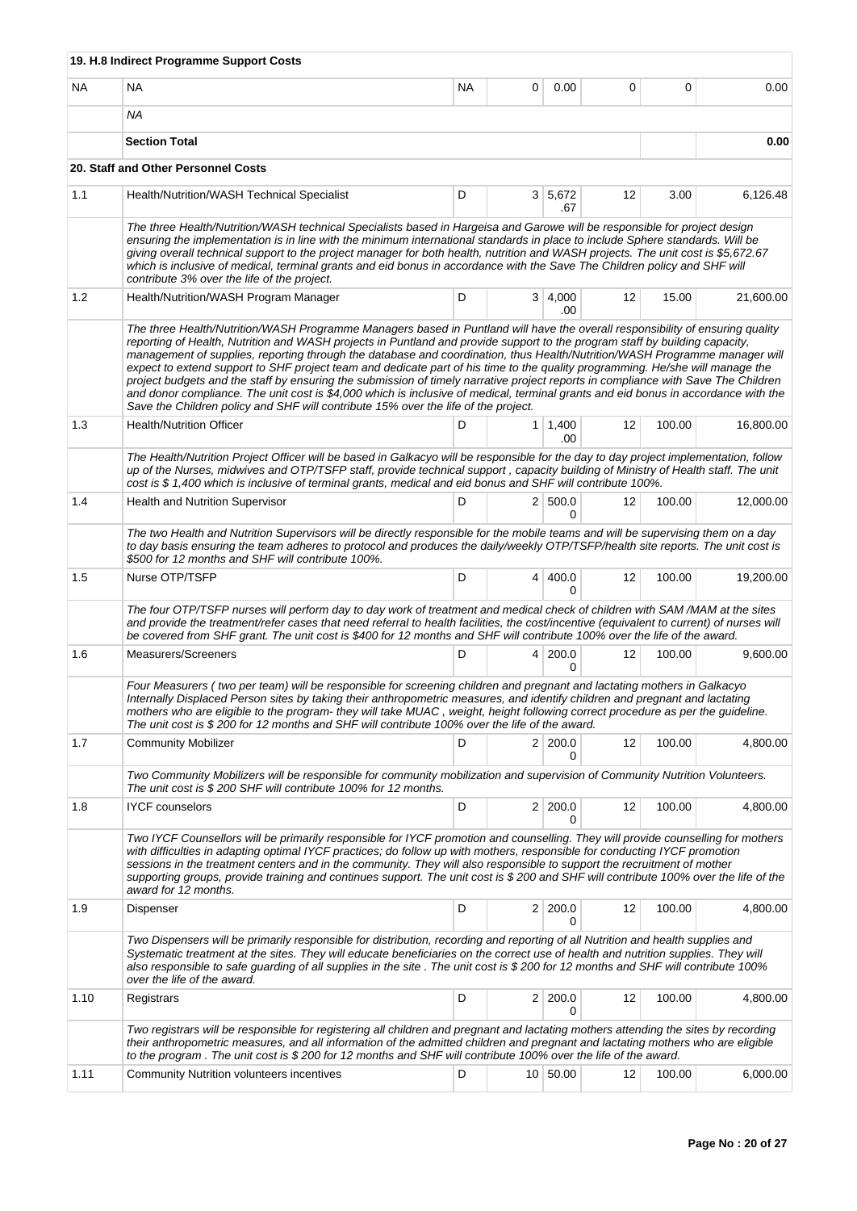| | | | | | | | |
|---|---|---|---|---|---|---|---|
| | **19. H.8 Indirect Programme Support Costs** | | | | | | |
| NA | NA | NA | 0 | 0.00 | 0 | 0 | 0.00 |
| | *NA* | | | | | | |
| | **Section Total** | | | | | | **0.00** |
| | **20. Staff and Other Personnel Costs** | | | | | | |
| 1.1 | Health/Nutrition/WASH Technical Specialist | D | 3 | 5,672.67 | 12 | 3.00 | 6,126.48 |
| | *The three Health/Nutrition/WASH technical Specialists based in Hargeisa and Garowe will be responsible for project design ensuring the implementation is in line with the minimum international standards in place to include Sphere standards. Will be giving overall technical support to the project manager for both health, nutrition and WASH projects. The unit cost is $5,672.67 which is inclusive of medical, terminal grants and eid bonus in accordance with the Save The Children policy and SHF will contribute 3% over the life of the project.* | | | | | | |
| 1.2 | Health/Nutrition/WASH Program Manager | D | 3 | 4,000.00 | 12 | 15.00 | 21,600.00 |
| | *The three Health/Nutrition/WASH Programme Managers based in Puntland will have the overall responsibility of ensuring quality reporting of Health, Nutrition and WASH projects in Puntland and provide support to the program staff by building capacity, management of supplies, reporting through the database and coordination, thus Health/Nutrition/WASH Programme manager will expect to extend support to SHF project team and dedicate part of his time to the quality programming. He/she will manage the project budgets and the staff by ensuring the submission of timely narrative project reports in compliance with Save The Children and donor compliance. The unit cost is $4,000 which is inclusive of medical, terminal grants and eid bonus in accordance with the Save the Children policy and SHF will contribute 15% over the life of the project.* | | | | | | |
| 1.3 | Health/Nutrition Officer | D | 1 | 1,400.00 | 12 | 100.00 | 16,800.00 |
| | *The Health/Nutrition Project Officer will be based in Galkacyo will be responsible for the day to day project implementation, follow up of the Nurses, midwives and OTP/TSFP staff, provide technical support , capacity building of Ministry of Health staff. The unit cost is $ 1,400 which is inclusive of terminal grants, medical and eid bonus and SHF will contribute 100%.* | | | | | | |
| 1.4 | Health and Nutrition Supervisor | D | 2 | 500.00 | 12 | 100.00 | 12,000.00 |
| | *The two Health and Nutrition Supervisors will be directly responsible for the mobile teams and will be supervising them on a day to day basis ensuring the team adheres to protocol and produces the daily/weekly OTP/TSFP/health site reports. The unit cost is $500 for 12 months and SHF will contribute 100%.* | | | | | | |
| 1.5 | Nurse OTP/TSFP | D | 4 | 400.00 | 12 | 100.00 | 19,200.00 |
| | *The four OTP/TSFP nurses will perform day to day work of treatment and medical check of children with SAM /MAM at the sites and provide the treatment/refer cases that need referral to health facilities, the cost/incentive (equivalent to current) of nurses will be covered from SHF grant. The unit cost is $400 for 12 months and SHF will contribute 100% over the life of the award.* | | | | | | |
| 1.6 | Measurers/Screeners | D | 4 | 200.00 | 12 | 100.00 | 9,600.00 |
| | *Four Measurers ( two per team) will be responsible for screening children and pregnant and lactating mothers in Galkacyo Internally Displaced Person sites by taking their anthropometric measures, and identify children and pregnant and lactating mothers who are eligible to the program- they will take MUAC , weight, height following correct procedure as per the guideline. The unit cost is $ 200 for 12 months and SHF will contribute 100% over the life of the award.* | | | | | | |
| 1.7 | Community Mobilizer | D | 2 | 200.00 | 12 | 100.00 | 4,800.00 |
| | *Two Community Mobilizers will be responsible for community mobilization and supervision of Community Nutrition Volunteers. The unit cost is $ 200 SHF will contribute 100% for 12 months.* | | | | | | |
| 1.8 | IYCF counselors | D | 2 | 200.00 | 12 | 100.00 | 4,800.00 |
| | *Two IYCF Counsellors will be primarily responsible for IYCF promotion and counselling. They will provide counselling for mothers with difficulties in adapting optimal IYCF practices; do follow up with mothers, responsible for conducting IYCF promotion sessions in the treatment centers and in the community. They will also responsible to support the recruitment of mother supporting groups, provide training and continues support. The unit cost is $ 200 and SHF will contribute 100% over the life of the award for 12 months.* | | | | | | |
| 1.9 | Dispenser | D | 2 | 200.00 | 12 | 100.00 | 4,800.00 |
| | *Two Dispensers will be primarily responsible for distribution, recording and reporting of all Nutrition and health supplies and Systematic treatment at the sites. They will educate beneficiaries on the correct use of health and nutrition supplies. They will also responsible to safe guarding of all supplies in the site . The unit cost is $ 200 for 12 months and SHF will contribute 100% over the life of the award.* | | | | | | |
| 1.10 | Registrars | D | 2 | 200.00 | 12 | 100.00 | 4,800.00 |
| | *Two registrars will be responsible for registering all children and pregnant and lactating mothers attending the sites by recording their anthropometric measures, and all information of the admitted children and pregnant and lactating mothers who are eligible to the program . The unit cost is $ 200 for 12 months and SHF will contribute 100% over the life of the award.* | | | | | | |
| 1.11 | Community Nutrition volunteers incentives | D | 10 | 50.00 | 12 | 100.00 | 6,000.00 |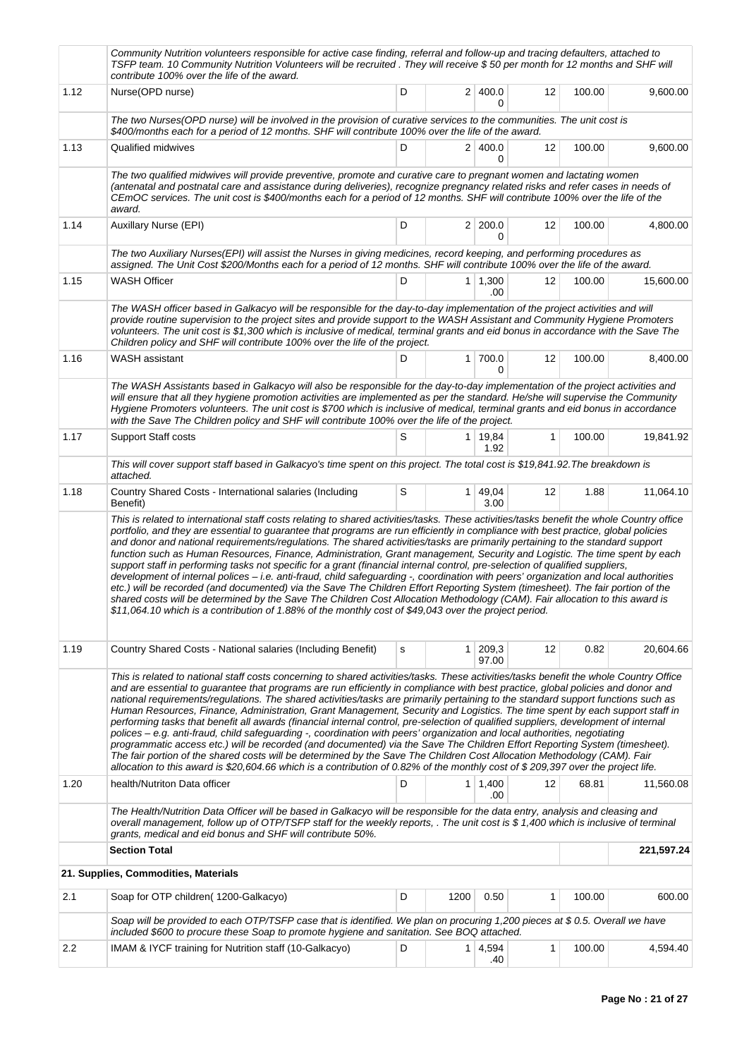| | | | | | | | |
|---|---|---|---|---|---|---|---|
| | *Community Nutrition volunteers responsible for active case finding, referral and follow-up and tracing defaulters, attached to TSFP team. 10 Community Nutrition Volunteers will be recruited . They will receive $ 50 per month for 12 months and SHF will contribute 100% over the life of the award.* | | | | | | |
| 1.12 | Nurse(OPD nurse) | D | 2 | 400.00 | 12 | 100.00 | 9,600.00 |
| | *The two Nurses(OPD nurse) will be involved in the provision of curative services to the communities. The unit cost is $400/months each for a period of 12 months. SHF will contribute 100% over the life of the award.* | | | | | | |
| 1.13 | Qualified midwives | D | 2 | 400.00 | 12 | 100.00 | 9,600.00 |
| | *The two qualified midwives will provide preventive, promote and curative care to pregnant women and lactating women (antenatal and postnatal care and assistance during deliveries), recognize pregnancy related risks and refer cases in needs of CEmOC services. The unit cost is $400/months each for a period of 12 months. SHF will contribute 100% over the life of the award.* | | | | | | |
| 1.14 | Auxillary Nurse (EPI) | D | 2 | 200.00 | 12 | 100.00 | 4,800.00 |
| | *The two Auxiliary Nurses(EPI) will assist the Nurses in giving medicines, record keeping, and performing procedures as assigned. The Unit Cost $200/Months each for a period of 12 months. SHF will contribute 100% over the life of the award.* | | | | | | |
| 1.15 | WASH Officer | D | 1 | 1,300.00 | 12 | 100.00 | 15,600.00 |
| | *The WASH officer based in Galkacyo will be responsible for the day-to-day implementation of the project activities and will provide routine supervision to the project sites and provide support to the WASH Assistant and Community Hygiene Promoters volunteers. The unit cost is $1,300 which is inclusive of medical, terminal grants and eid bonus in accordance with the Save The Children policy and SHF will contribute 100% over the life of the project.* | | | | | | |
| 1.16 | WASH assistant | D | 1 | 700.00 | 12 | 100.00 | 8,400.00 |
| | *The WASH Assistants based in Galkacyo will also be responsible for the day-to-day implementation of the project activities and will ensure that all they hygiene promotion activities are implemented as per the standard. He/she will supervise the Community Hygiene Promoters volunteers. The unit cost is $700 which is inclusive of medical, terminal grants and eid bonus in accordance with the Save The Children policy and SHF will contribute 100% over the life of the project.* | | | | | | |
| 1.17 | Support Staff costs | S | 1 | 19,841.92 | 1 | 100.00 | 19,841.92 |
| | *This will cover support staff based in Galkacyo's time spent on this project. The total cost is $19,841.92.The breakdown is attached.* | | | | | | |
| 1.18 | Country Shared Costs - International salaries (Including Benefit) | S | 1 | 49,043.00 | 12 | 1.88 | 11,064.10 |
| | *This is related to international staff costs relating to shared activities/tasks. These activities/tasks benefit the whole Country office portfolio, and they are essential to guarantee that programs are run efficiently in compliance with best practice, global policies and donor and national requirements/regulations. The shared activities/tasks are primarily pertaining to the standard support function such as Human Resources, Finance, Administration, Grant management, Security and Logistic. The time spent by each support staff in performing tasks not specific for a grant (financial internal control, pre-selection of qualified suppliers, development of internal polices – i.e. anti-fraud, child safeguarding -, coordination with peers' organization and local authorities etc.) will be recorded (and documented) via the Save The Children Effort Reporting System (timesheet). The fair portion of the shared costs will be determined by the Save The Children Cost Allocation Methodology (CAM). Fair allocation to this award is $11,064.10 which is a contribution of 1.88% of the monthly cost of $49,043 over the project period.* | | | | | | |
| 1.19 | Country Shared Costs - National salaries (Including Benefit) | s | 1 | 209,397.00 | 12 | 0.82 | 20,604.66 |
| | *This is related to national staff costs concerning to shared activities/tasks. These activities/tasks benefit the whole Country Office and are essential to guarantee that programs are run efficiently in compliance with best practice, global policies and donor and national requirements/regulations. The shared activities/tasks are primarily pertaining to the standard support functions such as Human Resources, Finance, Administration, Grant Management, Security and Logistics. The time spent by each support staff in performing tasks that benefit all awards (financial internal control, pre-selection of qualified suppliers, development of internal polices – e.g. anti-fraud, child safeguarding -, coordination with peers' organization and local authorities, negotiating programmatic access etc.) will be recorded (and documented) via the Save The Children Effort Reporting System (timesheet). The fair portion of the shared costs will be determined by the Save The Children Cost Allocation Methodology (CAM). Fair allocation to this award is $20,604.66 which is a contribution of 0.82% of the monthly cost of $ 209,397 over the project life.* | | | | | | |
| 1.20 | health/Nutriton Data officer | D | 1 | 1,400.00 | 12 | 68.81 | 11,560.08 |
| | *The Health/Nutrition Data Officer will be based in Galkacyo will be responsible for the data entry, analysis and cleasing and overall management, follow up of OTP/TSFP staff for the weekly reports, . The unit cost is $ 1,400 which is inclusive of terminal grants, medical and eid bonus and SHF will contribute 50%.* | | | | | | |
| | **Section Total** | | | | | | **221,597.24** |
| | **21. Supplies, Commodities, Materials** | | | | | | |
| 2.1 | Soap for OTP children( 1200-Galkacyo) | D | 1200 | 0.50 | 1 | 100.00 | 600.00 |
| | *Soap will be provided to each OTP/TSFP case that is identified. We plan on procuring 1,200 pieces at $ 0.5. Overall we have included $600 to procure these Soap to promote hygiene and sanitation. See BOQ attached.* | | | | | | |
| 2.2 | IMAM & IYCF training for Nutrition staff (10-Galkacyo) | D | 1 | 4,594.40 | 1 | 100.00 | 4,594.40 |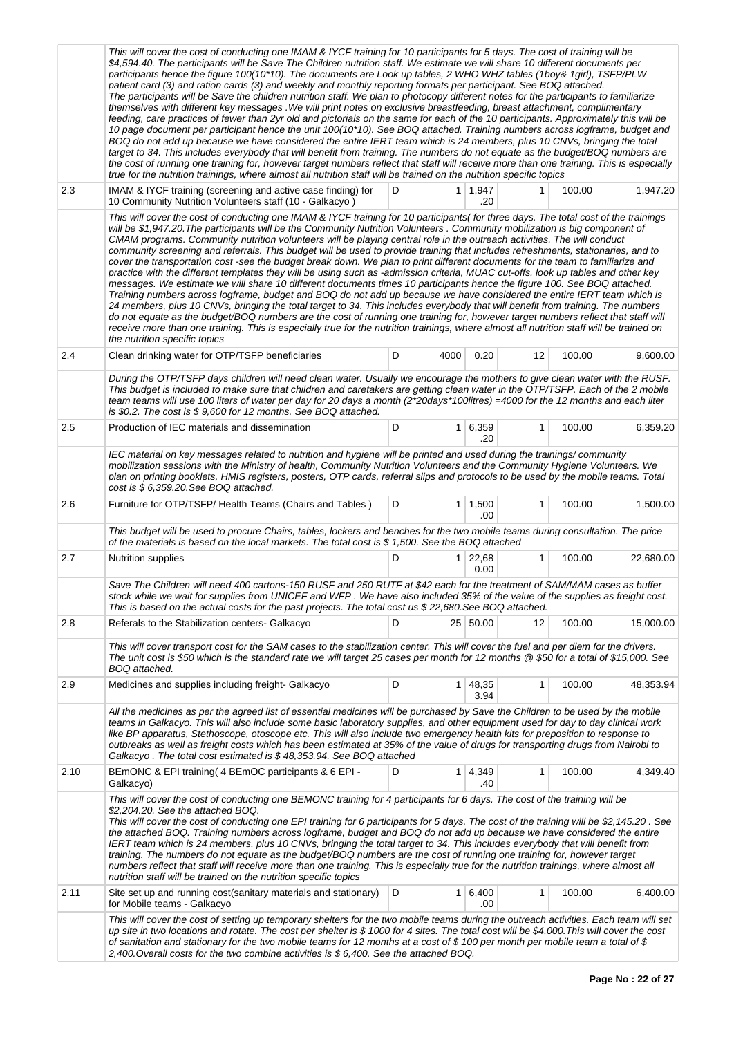| | | | | | | | |
|---|---|---|---|---|---|---|---|
| | *This will cover the cost of conducting one IMAM & IYCF training for 10 participants for 5 days. The cost of training will be $4,594.40. The participants will be Save The Children nutrition staff. We estimate we will share 10 different documents per participants hence the figure 100(10*10). The documents are Look up tables, 2 WHO WHZ tables (1boy& 1girl), TSFP/PLW patient card (3) and ration cards (3) and weekly and monthly reporting formats per participant. See BOQ attached. The participants will be Save the children nutrition staff. We plan to photocopy different notes for the participants to familiarize themselves with different key messages .We will print notes on exclusive breastfeeding, breast attachment, complimentary feeding, care practices of fewer than 2yr old and pictorials on the same for each of the 10 participants. Approximately this will be 10 page document per participant hence the unit 100(10*10). See BOQ attached. Training numbers across logframe, budget and BOQ do not add up because we have considered the entire IERT team which is 24 members, plus 10 CNVs, bringing the total target to 34. This includes everybody that will benefit from training. The numbers do not equate as the budget/BOQ numbers are the cost of running one training for, however target numbers reflect that staff will receive more than one training. This is especially true for the nutrition trainings, where almost all nutrition staff will be trained on the nutrition specific topics* | | | | | | |
| 2.3 | IMAM & IYCF training (screening and active case finding) for 10 Community Nutrition Volunteers staff (10 - Galkacyo ) | D | 1 | 1,947.20 | 1 | 100.00 | 1,947.20 |
| | *This will cover the cost of conducting one IMAM & IYCF training for 10 participants( for three days. The total cost of the trainings will be $1,947.20.The participants will be the Community Nutrition Volunteers . Community mobilization is big component of CMAM programs. Community nutrition volunteers will be playing central role in the outreach activities. The will conduct community screening and referrals. This budget will be used to provide training that includes refreshments, stationaries, and to cover the transportation cost -see the budget break down. We plan to print different documents for the team to familiarize and practice with the different templates they will be using such as -admission criteria, MUAC cut-offs, look up tables and other key messages. We estimate we will share 10 different documents times 10 participants hence the figure 100. See BOQ attached. Training numbers across logframe, budget and BOQ do not add up because we have considered the entire IERT team which is 24 members, plus 10 CNVs, bringing the total target to 34. This includes everybody that will benefit from training. The numbers do not equate as the budget/BOQ numbers are the cost of running one training for, however target numbers reflect that staff will receive more than one training. This is especially true for the nutrition trainings, where almost all nutrition staff will be trained on the nutrition specific topics* | | | | | | |
| 2.4 | Clean drinking water for OTP/TSFP beneficiaries | D | 4000 | 0.20 | 12 | 100.00 | 9,600.00 |
| | *During the OTP/TSFP days children will need clean water. Usually we encourage the mothers to give clean water with the RUSF. This budget is included to make sure that children and caretakers are getting clean water in the OTP/TSFP. Each of the 2 mobile team teams will use 100 liters of water per day for 20 days a month (2*20days*100litres) =4000 for the 12 months and each liter is $0.2. The cost is $ 9,600 for 12 months. See BOQ attached.* | | | | | | |
| 2.5 | Production of IEC materials and dissemination | D | 1 | 6,359.20 | 1 | 100.00 | 6,359.20 |
| | *IEC material on key messages related to nutrition and hygiene will be printed and used during the trainings/ community mobilization sessions with the Ministry of health, Community Nutrition Volunteers and the Community Hygiene Volunteers. We plan on printing booklets, HMIS registers, posters, OTP cards, referral slips and protocols to be used by the mobile teams. Total cost is $ 6,359.20.See BOQ attached.* | | | | | | |
| 2.6 | Furniture for OTP/TSFP/ Health Teams (Chairs and Tables ) | D | 1 | 1,500.00 | 1 | 100.00 | 1,500.00 |
| | *This budget will be used to procure Chairs, tables, lockers and benches for the two mobile teams during consultation. The price of the materials is based on the local markets. The total cost is $ 1,500. See the BOQ attached* | | | | | | |
| 2.7 | Nutrition supplies | D | 1 | 22,680.00 | 1 | 100.00 | 22,680.00 |
| | *Save The Children will need 400 cartons-150 RUSF and 250 RUTF at $42 each for the treatment of SAM/MAM cases as buffer stock while we wait for supplies from UNICEF and WFP . We have also included 35% of the value of the supplies as freight cost. This is based on the actual costs for the past projects. The total cost us $ 22,680.See BOQ attached.* | | | | | | |
| 2.8 | Referals to the Stabilization centers- Galkacyo | D | 25 | 50.00 | 12 | 100.00 | 15,000.00 |
| | *This will cover transport cost for the SAM cases to the stabilization center. This will cover the fuel and per diem for the drivers. The unit cost is $50 which is the standard rate we will target 25 cases per month for 12 months @ $50 for a total of $15,000. See BOQ attached.* | | | | | | |
| 2.9 | Medicines and supplies including freight- Galkacyo | D | 1 | 48,353.94 | 1 | 100.00 | 48,353.94 |
| | *All the medicines as per the agreed list of essential medicines will be purchased by Save the Children to be used by the mobile teams in Galkacyo. This will also include some basic laboratory supplies, and other equipment used for day to day clinical work like BP apparatus, Stethoscope, otoscope etc. This will also include two emergency health kits for preposition to response to outbreaks as well as freight costs which has been estimated at 35% of the value of drugs for transporting drugs from Nairobi to Galkacyo . The total cost estimated is $ 48,353.94. See BOQ attached* | | | | | | |
| 2.10 | BEmONC & EPI training( 4 BEmOC participants & 6 EPI - Galkacyo) | D | 1 | 4,349.40 | 1 | 100.00 | 4,349.40 |
| | *This will cover the cost of conducting one BEMONC training for 4 participants for 6 days. The cost of the training will be $2,204.20. See the attached BOQ. This will cover the cost of conducting one EPI training for 6 participants for 5 days. The cost of the training will be $2,145.20 . See the attached BOQ. Training numbers across logframe, budget and BOQ do not add up because we have considered the entire IERT team which is 24 members, plus 10 CNVs, bringing the total target to 34. This includes everybody that will benefit from training. The numbers do not equate as the budget/BOQ numbers are the cost of running one training for, however target numbers reflect that staff will receive more than one training. This is especially true for the nutrition trainings, where almost all nutrition staff will be trained on the nutrition specific topics* | | | | | | |
| 2.11 | Site set up and running cost(sanitary materials and stationary) for Mobile teams - Galkacyo | D | 1 | 6,400.00 | 1 | 100.00 | 6,400.00 |
| | *This will cover the cost of setting up temporary shelters for the two mobile teams during the outreach activities. Each team will set up site in two locations and rotate. The cost per shelter is $ 1000 for 4 sites. The total cost will be $4,000.This will cover the cost of sanitation and stationary for the two mobile teams for 12 months at a cost of $ 100 per month per mobile team a total of $ 2,400.Overall costs for the two combine activities is $ 6,400. See the attached BOQ.* | | | | | | |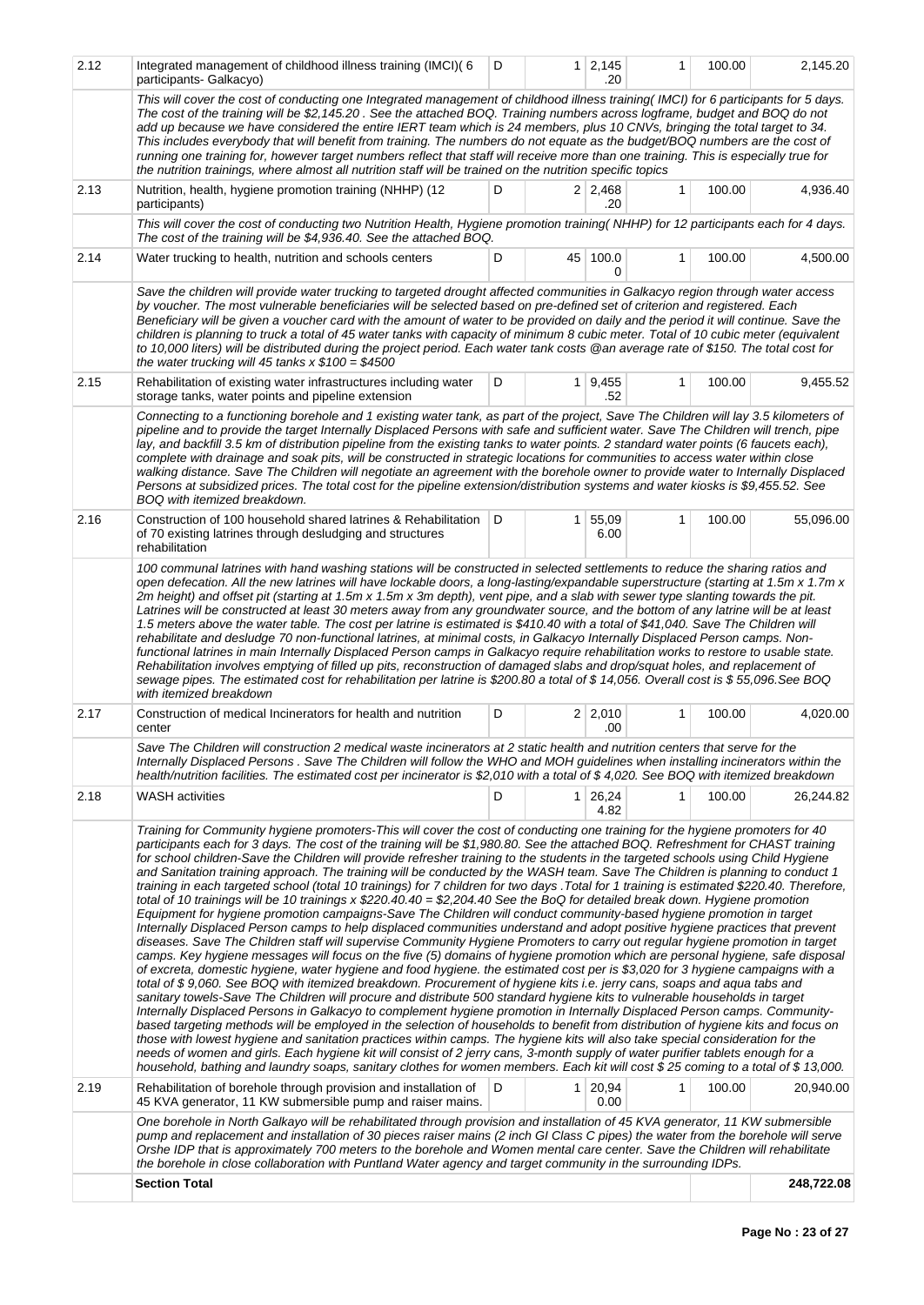| | | | | | | | |
|---|---|---|---|---|---|---|---|
| 2.12 | Integrated management of childhood illness training (IMCI)( 6 participants- Galkacyo) | D | 1 | 2,145.20 | 1 | 100.00 | 2,145.20 |
| | *This will cover the cost of conducting one Integrated management of childhood illness training( IMCI) for 6 participants for 5 days. The cost of the training will be $2,145.20 . See the attached BOQ. Training numbers across logframe, budget and BOQ do not add up because we have considered the entire IERT team which is 24 members, plus 10 CNVs, bringing the total target to 34. This includes everybody that will benefit from training. The numbers do not equate as the budget/BOQ numbers are the cost of running one training for, however target numbers reflect that staff will receive more than one training. This is especially true for the nutrition trainings, where almost all nutrition staff will be trained on the nutrition specific topics* | | | | | | |
| 2.13 | Nutrition, health, hygiene promotion training (NHHP) (12 participants) | D | 2 | 2,468.20 | 1 | 100.00 | 4,936.40 |
| | *This will cover the cost of conducting two Nutrition Health, Hygiene promotion training( NHHP) for 12 participants each for 4 days. The cost of the training will be $4,936.40. See the attached BOQ.* | | | | | | |
| 2.14 | Water trucking to health, nutrition and schools centers | D | 45 | 100.00 | 1 | 100.00 | 4,500.00 |
| | *Save the children will provide water trucking to targeted drought affected communities in Galkacyo region through water access by voucher. The most vulnerable beneficiaries will be selected based on pre-defined set of criterion and registered. Each Beneficiary will be given a voucher card with the amount of water to be provided on daily and the period it will continue. Save the children is planning to truck a total of 45 water tanks with capacity of minimum 8 cubic meter. Total of 10 cubic meter (equivalent to 10,000 liters) will be distributed during the project period. Each water tank costs @an average rate of $150. The total cost for the water trucking will 45 tanks x $100 = $4500* | | | | | | |
| 2.15 | Rehabilitation of existing water infrastructures including water storage tanks, water points and pipeline extension | D | 1 | 9,455.52 | 1 | 100.00 | 9,455.52 |
| | *Connecting to a functioning borehole and 1 existing water tank, as part of the project, Save The Children will lay 3.5 kilometers of pipeline and to provide the target Internally Displaced Persons with safe and sufficient water. Save The Children will trench, pipe lay, and backfill 3.5 km of distribution pipeline from the existing tanks to water points. 2 standard water points (6 faucets each), complete with drainage and soak pits, will be constructed in strategic locations for communities to access water within close walking distance. Save The Children will negotiate an agreement with the borehole owner to provide water to Internally Displaced Persons at subsidized prices. The total cost for the pipeline extension/distribution systems and water kiosks is $9,455.52. See BOQ with itemized breakdown.* | | | | | | |
| 2.16 | Construction of 100 household shared latrines & Rehabilitation of 70 existing latrines through desludging and structures rehabilitation | D | 1 | 55,096.00 | 1 | 100.00 | 55,096.00 |
| | *100 communal latrines with hand washing stations will be constructed in selected settlements to reduce the sharing ratios and open defecation. All the new latrines will have lockable doors, a long-lasting/expandable superstructure (starting at 1.5m x 1.7m x 2m height) and offset pit (starting at 1.5m x 1.5m x 3m depth), vent pipe, and a slab with sewer type slanting towards the pit. Latrines will be constructed at least 30 meters away from any groundwater source, and the bottom of any latrine will be at least 1.5 meters above the water table. The cost per latrine is estimated is $410.40 with a total of $41,040. Save The Children will rehabilitate and desludge 70 non-functional latrines, at minimal costs, in Galkacyo Internally Displaced Person camps. Non-functional latrines in main Internally Displaced Person camps in Galkacyo require rehabilitation works to restore to usable state. Rehabilitation involves emptying of filled up pits, reconstruction of damaged slabs and drop/squat holes, and replacement of sewage pipes. The estimated cost for rehabilitation per latrine is $200.80 a total of $ 14,056. Overall cost is $ 55,096.See BOQ with itemized breakdown* | | | | | | |
| 2.17 | Construction of medical Incinerators for health and nutrition center | D | 2 | 2,010.00 | 1 | 100.00 | 4,020.00 |
| | *Save The Children will construction 2 medical waste incinerators at 2 static health and nutrition centers that serve for the Internally Displaced Persons . Save The Children will follow the WHO and MOH guidelines when installing incinerators within the health/nutrition facilities. The estimated cost per incinerator is $2,010 with a total of $ 4,020. See BOQ with itemized breakdown* | | | | | | |
| 2.18 | WASH activities | D | 1 | 26,244.82 | 1 | 100.00 | 26,244.82 |
| | *Training for Community hygiene promoters-This will cover the cost of conducting one training for the hygiene promoters for 40 participants each for 3 days. The cost of the training will be $1,980.80. See the attached BOQ. Refreshment for CHAST training for school children-Save the Children will provide refresher training to the students in the targeted schools using Child Hygiene and Sanitation training approach. The training will be conducted by the WASH team. Save The Children is planning to conduct 1 training in each targeted school (total 10 trainings) for 7 children for two days .Total for 1 training is estimated $220.40. Therefore, total of 10 trainings will be 10 trainings x $220.40.40 = $2,204.40 See the BoQ for detailed break down. Hygiene promotion Equipment for hygiene promotion campaigns-Save The Children will conduct community-based hygiene promotion in target Internally Displaced Person camps to help displaced communities understand and adopt positive hygiene practices that prevent diseases. Save The Children staff will supervise Community Hygiene Promoters to carry out regular hygiene promotion in target camps. Key hygiene messages will focus on the five (5) domains of hygiene promotion which are personal hygiene, safe disposal of excreta, domestic hygiene, water hygiene and food hygiene. the estimated cost per is $3,020 for 3 hygiene campaigns with a total of $ 9,060. See BOQ with itemized breakdown. Procurement of hygiene kits i.e. jerry cans, soaps and aqua tabs and sanitary towels-Save The Children will procure and distribute 500 standard hygiene kits to vulnerable households in target Internally Displaced Persons in Galkacyo to complement hygiene promotion in Internally Displaced Person camps. Community-based targeting methods will be employed in the selection of households to benefit from distribution of hygiene kits and focus on those with lowest hygiene and sanitation practices within camps. The hygiene kits will also take special consideration for the needs of women and girls. Each hygiene kit will consist of 2 jerry cans, 3-month supply of water purifier tablets enough for a household, bathing and laundry soaps, sanitary clothes for women members. Each kit will cost $ 25 coming to a total of $ 13,000.* | | | | | | |
| 2.19 | Rehabilitation of borehole through provision and installation of 45 KVA generator, 11 KW submersible pump and raiser mains. | D | 1 | 20,940.00 | 1 | 100.00 | 20,940.00 |
| | *One borehole in North Galkayo will be rehabilitated through provision and installation of 45 KVA generator, 11 KW submersible pump and replacement and installation of 30 pieces raiser mains (2 inch GI Class C pipes) the water from the borehole will serve Orshe IDP that is approximately 700 meters to the borehole and Women mental care center. Save the Children will rehabilitate the borehole in close collaboration with Puntland Water agency and target community in the surrounding IDPs.* | | | | | | |
| | **Section Total** | | | | | | **248,722.08** |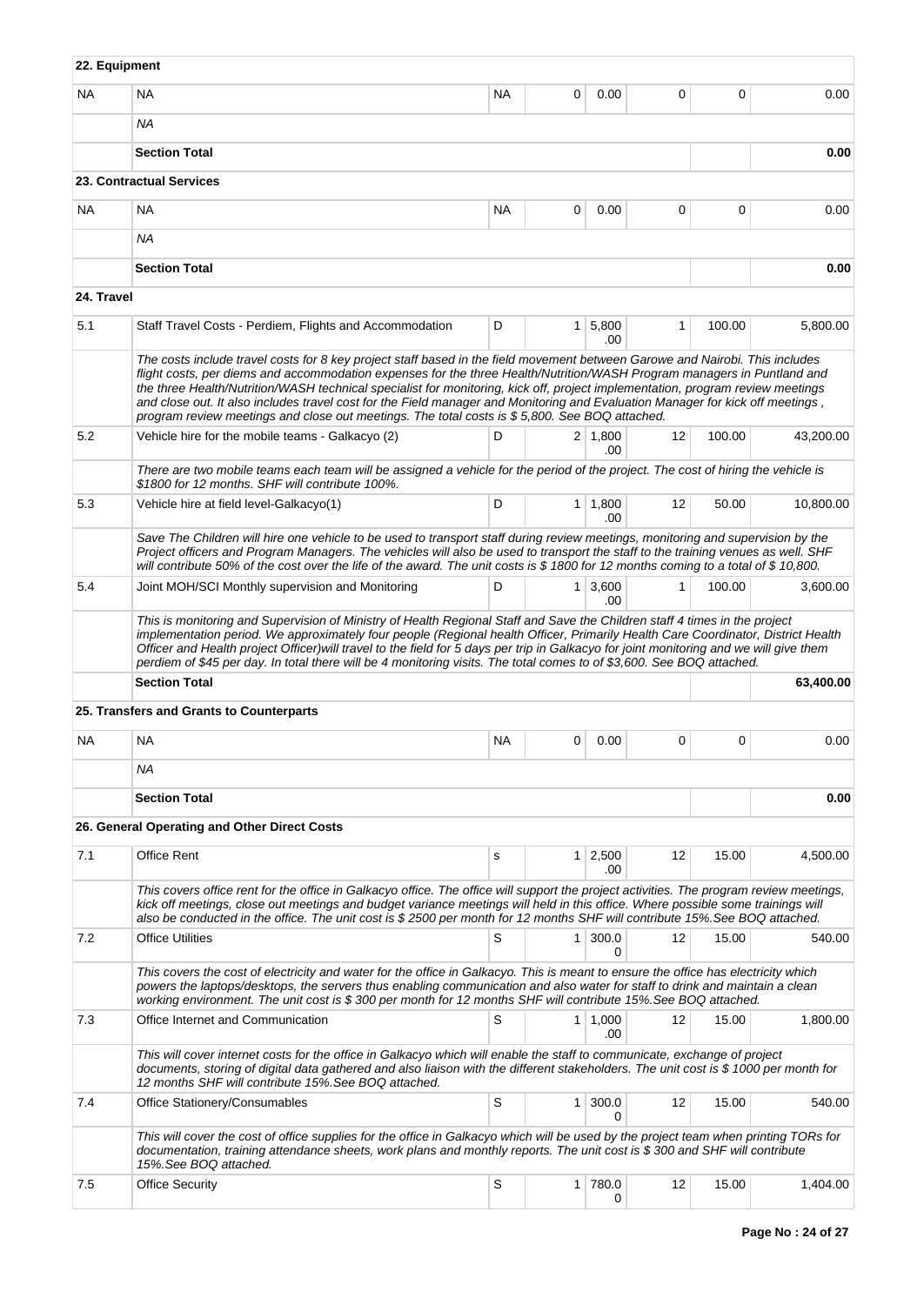| | | | | | | | |
|---|---|---|---|---|---|---|---|
| **22. Equipment** | | | | | | | |
| NA | NA | NA | 0 | 0.00 | 0 | 0 | 0.00 |
| | *NA* | | | | | | |
| | **Section Total** | | | | | | **0.00** |
| | **23. Contractual Services** | | | | | | |
| NA | NA | NA | 0 | 0.00 | 0 | 0 | 0.00 |
| | *NA* | | | | | | |
| | **Section Total** | | | | | | **0.00** |
| **24. Travel** | | | | | | | |
| 5.1 | Staff Travel Costs - Perdiem, Flights and Accommodation | D | 1 | 5,800.00 | 1 | 100.00 | 5,800.00 |
| | *The costs include travel costs for 8 key project staff based in the field movement between Garowe and Nairobi. This includes flight costs, per diems and accommodation expenses for the three Health/Nutrition/WASH Program managers in Puntland and the three Health/Nutrition/WASH technical specialist for monitoring, kick off, project implementation, program review meetings and close out. It also includes travel cost for the Field manager and Monitoring and Evaluation Manager for kick off meetings , program review meetings and close out meetings. The total costs is $ 5,800. See BOQ attached.* | | | | | | |
| 5.2 | Vehicle hire for the mobile teams - Galkacyo (2) | D | 2 | 1,800.00 | 12 | 100.00 | 43,200.00 |
| | *There are two mobile teams each team will be assigned a vehicle for the period of the project. The cost of hiring the vehicle is $1800 for 12 months. SHF will contribute 100%.* | | | | | | |
| 5.3 | Vehicle hire at field level-Galkacyo(1) | D | 1 | 1,800.00 | 12 | 50.00 | 10,800.00 |
| | *Save The Children will hire one vehicle to be used to transport staff during review meetings, monitoring and supervision by the Project officers and Program Managers. The vehicles will also be used to transport the staff to the training venues as well. SHF will contribute 50% of the cost over the life of the award. The unit costs is $ 1800 for 12 months coming to a total of $ 10,800.* | | | | | | |
| 5.4 | Joint MOH/SCI Monthly supervision and Monitoring | D | 1 | 3,600.00 | 1 | 100.00 | 3,600.00 |
| | *This is monitoring and Supervision of Ministry of Health Regional Staff and Save the Children staff 4 times in the project implementation period. We approximately four people (Regional health Officer, Primarily Health Care Coordinator, District Health Officer and Health project Officer)will travel to the field for 5 days per trip in Galkacyo for joint monitoring and we will give them perdiem of $45 per day. In total there will be 4 monitoring visits. The total comes to of $3,600. See BOQ attached.* | | | | | | |
| | **Section Total** | | | | | | **63,400.00** |
| | **25. Transfers and Grants to Counterparts** | | | | | | |
| NA | NA | NA | 0 | 0.00 | 0 | 0 | 0.00 |
| | *NA* | | | | | | |
| | **Section Total** | | | | | | **0.00** |
| | **26. General Operating and Other Direct Costs** | | | | | | |
| 7.1 | Office Rent | s | 1 | 2,500.00 | 12 | 15.00 | 4,500.00 |
| | *This covers office rent for the office in Galkacyo office. The office will support the project activities. The program review meetings, kick off meetings, close out meetings and budget variance meetings will held in this office. Where possible some trainings will also be conducted in the office. The unit cost is $ 2500 per month for 12 months SHF will contribute 15%.See BOQ attached.* | | | | | | |
| 7.2 | Office Utilities | S | 1 | 300.00 | 12 | 15.00 | 540.00 |
| | *This covers the cost of electricity and water for the office in Galkacyo. This is meant to ensure the office has electricity which powers the laptops/desktops, the servers thus enabling communication and also water for staff to drink and maintain a clean working environment. The unit cost is $ 300 per month for 12 months SHF will contribute 15%.See BOQ attached.* | | | | | | |
| 7.3 | Office Internet and Communication | S | 1 | 1,000.00 | 12 | 15.00 | 1,800.00 |
| | *This will cover internet costs for the office in Galkacyo which will enable the staff to communicate, exchange of project documents, storing of digital data gathered and also liaison with the different stakeholders. The unit cost is $ 1000 per month for 12 months SHF will contribute 15%.See BOQ attached.* | | | | | | |
| 7.4 | Office Stationery/Consumables | S | 1 | 300.00 | 12 | 15.00 | 540.00 |
| | *This will cover the cost of office supplies for the office in Galkacyo which will be used by the project team when printing TORs for documentation, training attendance sheets, work plans and monthly reports. The unit cost is $ 300 and SHF will contribute 15%.See BOQ attached.* | | | | | | |
| 7.5 | Office Security | S | 1 | 780.00 | 12 | 15.00 | 1,404.00 |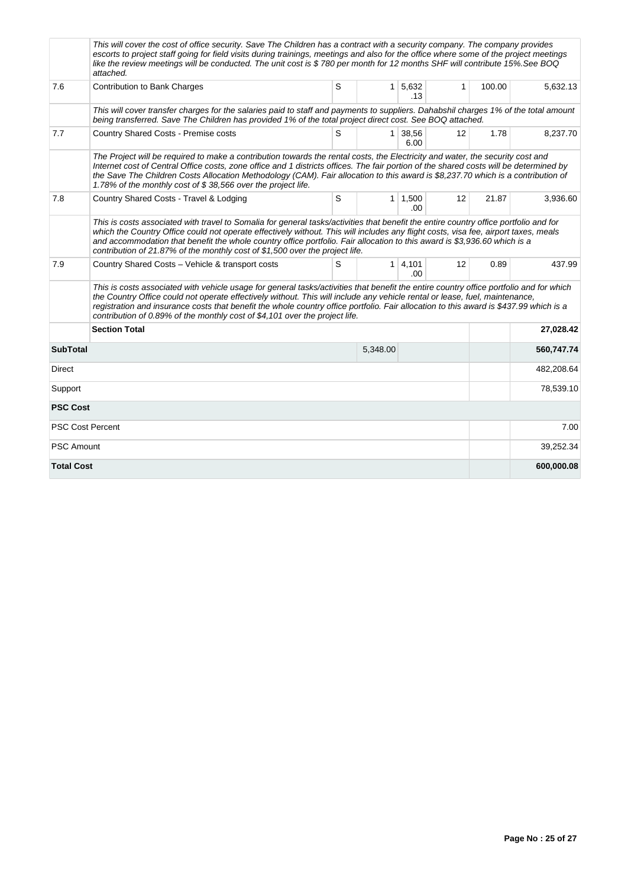| | | | | | | | |
|---|---|---|---|---|---|---|---|
| | *This will cover the cost of office security. Save The Children has a contract with a security company. The company provides escorts to project staff going for field visits during trainings, meetings and also for the office where some of the project meetings like the review meetings will be conducted. The unit cost is $ 780 per month for 12 months SHF will contribute 15%.See BOQ attached.* | | | | | | |
| 7.6 | Contribution to Bank Charges | S | 1 | 5,632.13 | 1 | 100.00 | 5,632.13 |
| | *This will cover transfer charges for the salaries paid to staff and payments to suppliers. Dahabshil charges 1% of the total amount being transferred. Save The Children has provided 1% of the total project direct cost. See BOQ attached.* | | | | | | |
| 7.7 | Country Shared Costs - Premise costs | S | 1 | 38,566.00 | 12 | 1.78 | 8,237.70 |
| | *The Project will be required to make a contribution towards the rental costs, the Electricity and water, the security cost and Internet cost of Central Office costs, zone office and 1 districts offices. The fair portion of the shared costs will be determined by the Save The Children Costs Allocation Methodology (CAM). Fair allocation to this award is $8,237.70 which is a contribution of 1.78% of the monthly cost of $ 38,566 over the project life.* | | | | | | |
| 7.8 | Country Shared Costs - Travel & Lodging | S | 1 | 1,500.00 | 12 | 21.87 | 3,936.60 |
| | *This is costs associated with travel to Somalia for general tasks/activities that benefit the entire country office portfolio and for which the Country Office could not operate effectively without. This will includes any flight costs, visa fee, airport taxes, meals and accommodation that benefit the whole country office portfolio. Fair allocation to this award is $3,936.60 which is a contribution of 21.87% of the monthly cost of $1,500 over the project life.* | | | | | | |
| 7.9 | Country Shared Costs – Vehicle & transport costs | S | 1 | 4,101.00 | 12 | 0.89 | 437.99 |
| | *This is costs associated with vehicle usage for general tasks/activities that benefit the entire country office portfolio and for which the Country Office could not operate effectively without. This will include any vehicle rental or lease, fuel, maintenance, registration and insurance costs that benefit the whole country office portfolio. Fair allocation to this award is $437.99 which is a contribution of 0.89% of the monthly cost of $4,101 over the project life.* | | | | | | |
| | **Section Total** | | | | | | **27,028.42** |
| **SubTotal** | | | 5,348.00 | | | | **560,747.74** |
| Direct | | | | | | | 482,208.64 |
| Support | | | | | | | 78,539.10 |
| **PSC Cost** | | | | | | | |
| PSC Cost Percent | | | | | | | 7.00 |
| PSC Amount | | | | | | | 39,252.34 |
| **Total Cost** | | | | | | | **600,000.08** |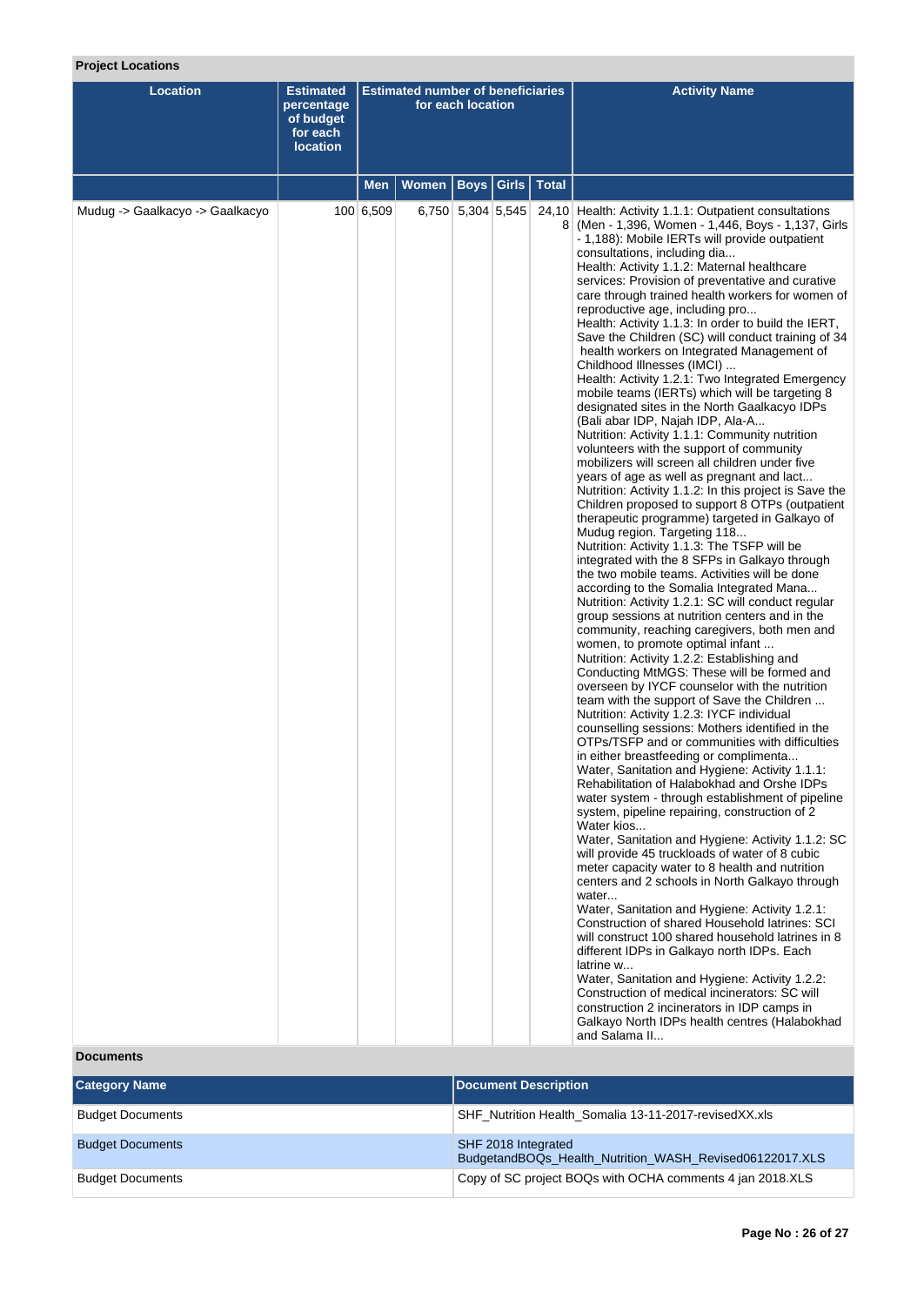**Project Locations**

| Location | Estimated percentage of budget for each location | Estimated number of beneficiaries for each location | | | | | Activity Name |
|---|---|---|---|---|---|---|---|
| | | Men | Women | Boys | Girls | Total | |
| Mudug -> Gaalkacyo -> Gaalkacyo | 100 | 6,509 | 6,750 | 5,304 | 5,545 | 24,108 | Health: Activity 1.1.1: Outpatient consultations (Men - 1,396, Women - 1,446, Boys - 1,137, Girls - 1,188): Mobile IERTs will provide outpatient consultations, including dia...<br>Health: Activity 1.1.2: Maternal healthcare services: Provision of preventative and curative care through trained health workers for women of reproductive age, including pro...<br>Health: Activity 1.1.3: In order to build the IERT, Save the Children (SC) will conduct training of 34 health workers on Integrated Management of Childhood Illnesses (IMCI) ...<br>Health: Activity 1.2.1: Two Integrated Emergency mobile teams (IERTs) which will be targeting 8 designated sites in the North Gaalkacyo IDPs (Bali abar IDP, Najah IDP, Ala-A...<br>Nutrition: Activity 1.1.1: Community nutrition volunteers with the support of community mobilizers will screen all children under five years of age as well as pregnant and lact...<br>Nutrition: Activity 1.1.2: In this project is Save the Children proposed to support 8 OTPs (outpatient therapeutic programme) targeted in Galkayo of Mudug region. Targeting 118...<br>Nutrition: Activity 1.1.3: The TSFP will be integrated with the 8 SFPs in Galkayo through the two mobile teams. Activities will be done according to the Somalia Integrated Mana...<br>Nutrition: Activity 1.2.1: SC will conduct regular group sessions at nutrition centers and in the community, reaching caregivers, both men and women, to promote optimal infant ...<br>Nutrition: Activity 1.2.2: Establishing and Conducting MtMGS: These will be formed and overseen by IYCF counselor with the nutrition team with the support of Save the Children ...<br>Nutrition: Activity 1.2.3: IYCF individual counselling sessions: Mothers identified in the OTPs/TSFP and or communities with difficulties in either breastfeeding or complimenta...<br>Water, Sanitation and Hygiene: Activity 1.1.1: Rehabilitation of Halabokhad and Orshe IDPs water system - through establishment of pipeline system, pipeline repairing, construction of 2 Water kios...<br>Water, Sanitation and Hygiene: Activity 1.1.2: SC will provide 45 truckloads of water of 8 cubic meter capacity water to 8 health and nutrition centers and 2 schools in North Galkayo through water...<br>Water, Sanitation and Hygiene: Activity 1.2.1: Construction of shared Household latrines: SCI will construct 100 shared household latrines in 8 different IDPs in Galkayo north IDPs. Each latrine w...<br>Water, Sanitation and Hygiene: Activity 1.2.2: Construction of medical incinerators: SC will construction 2 incinerators in IDP camps in Galkayo North IDPs health centres (Halabokhad and Salama II... |

**Documents**

| Category Name | Document Description |
|---|---|
| Budget Documents | SHF_Nutrition Health_Somalia 13-11-2017-revisedXX.xls |
| Budget Documents | SHF 2018 Integrated BudgetandBOQs_Health_Nutrition_WASH_Revised06122017.XLS |
| Budget Documents | Copy of SC project BOQs with OCHA comments 4 jan 2018.XLS |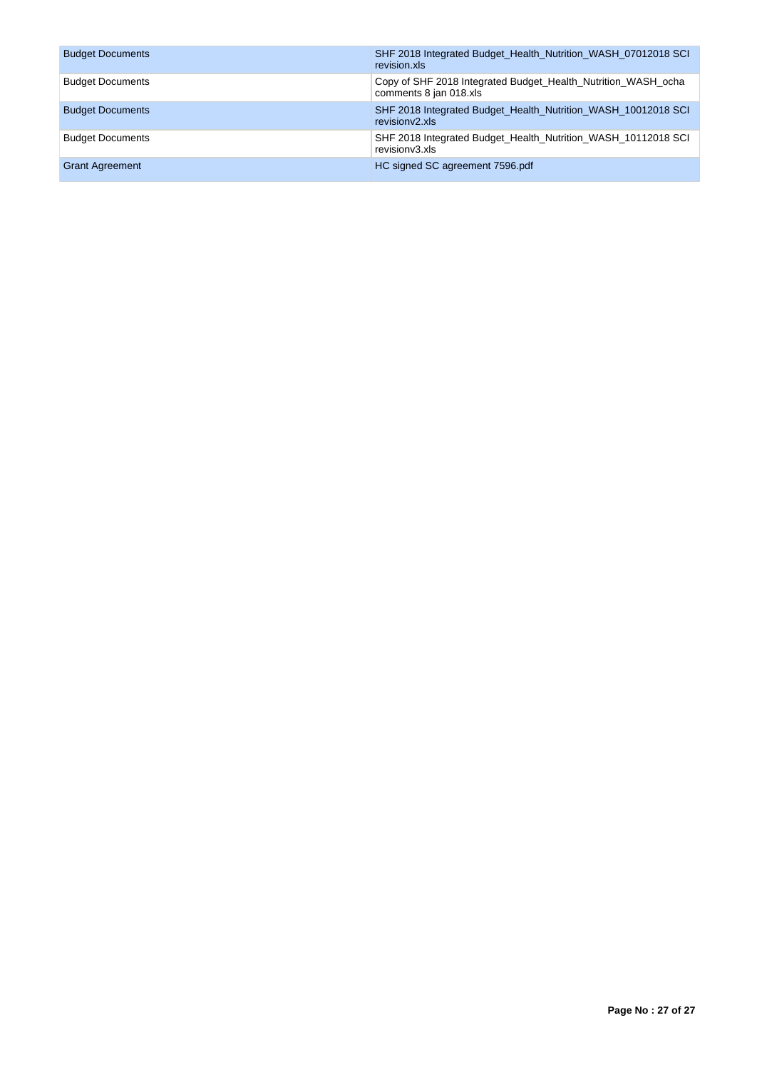| | |
|---|---|
| Budget Documents | SHF 2018 Integrated Budget_Health_Nutrition_WASH_07012018 SCI revision.xls |
| Budget Documents | Copy of SHF 2018 Integrated Budget_Health_Nutrition_WASH_ocha comments 8 jan 018.xls |
| Budget Documents | SHF 2018 Integrated Budget_Health_Nutrition_WASH_10012018 SCI revisionv2.xls |
| Budget Documents | SHF 2018 Integrated Budget_Health_Nutrition_WASH_10112018 SCI revisionv3.xls |
| Grant Agreement | HC signed SC agreement 7596.pdf |